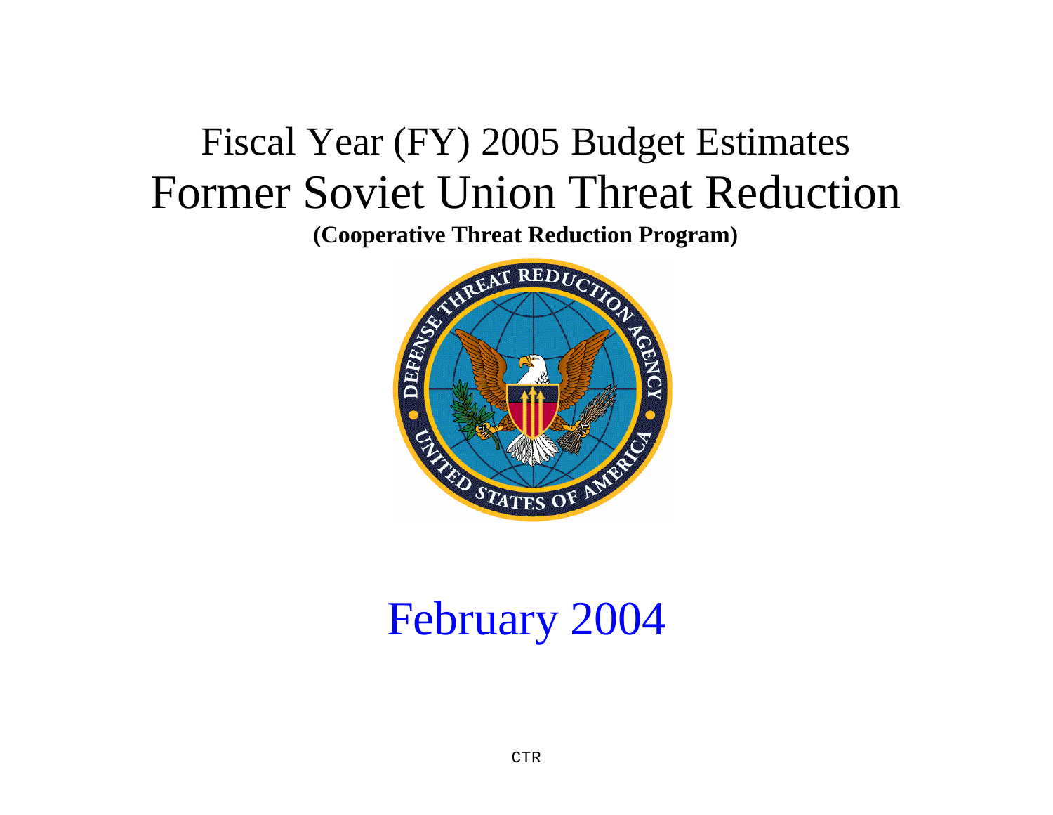# Fiscal Year (FY) 2005 Budget Estimates

# Former Soviet Union Threat Reduction

**(Cooperative Threat Reduction Program)**

February 2004

CTR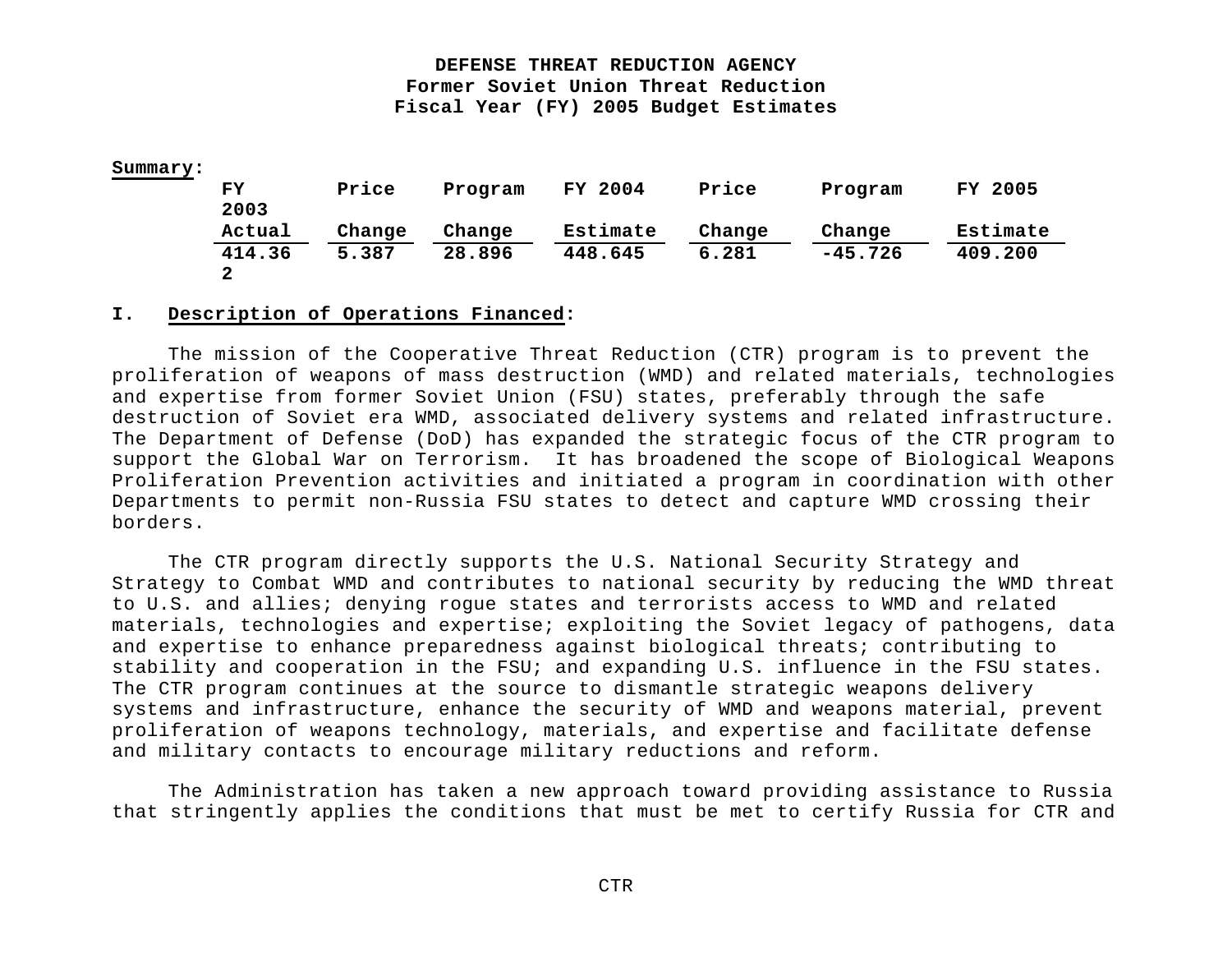**DEFENSE THREAT REDUCTION AGENCY**
**Former Soviet Union Threat Reduction**
**Fiscal Year (FY) 2005 Budget Estimates**

**Summary**:

| FY 2003 Actual | Price Change | Program Change | FY 2004 Estimate | Price Change | Program Change | FY 2005 Estimate |
|---|---|---|---|---|---|---|
| 414.362 | 5.387 | 28.896 | 448.645 | 6.281 | -45.726 | 409.200 |

**I. Description of Operations Financed**:

The mission of the Cooperative Threat Reduction (CTR) program is to prevent the proliferation of weapons of mass destruction (WMD) and related materials, technologies and expertise from former Soviet Union (FSU) states, preferably through the safe destruction of Soviet era WMD, associated delivery systems and related infrastructure. The Department of Defense (DoD) has expanded the strategic focus of the CTR program to support the Global War on Terrorism. It has broadened the scope of Biological Weapons Proliferation Prevention activities and initiated a program in coordination with other Departments to permit non-Russia FSU states to detect and capture WMD crossing their borders.

The CTR program directly supports the U.S. National Security Strategy and Strategy to Combat WMD and contributes to national security by reducing the WMD threat to U.S. and allies; denying rogue states and terrorists access to WMD and related materials, technologies and expertise; exploiting the Soviet legacy of pathogens, data and expertise to enhance preparedness against biological threats; contributing to stability and cooperation in the FSU; and expanding U.S. influence in the FSU states. The CTR program continues at the source to dismantle strategic weapons delivery systems and infrastructure, enhance the security of WMD and weapons material, prevent proliferation of weapons technology, materials, and expertise and facilitate defense and military contacts to encourage military reductions and reform.

The Administration has taken a new approach toward providing assistance to Russia that stringently applies the conditions that must be met to certify Russia for CTR and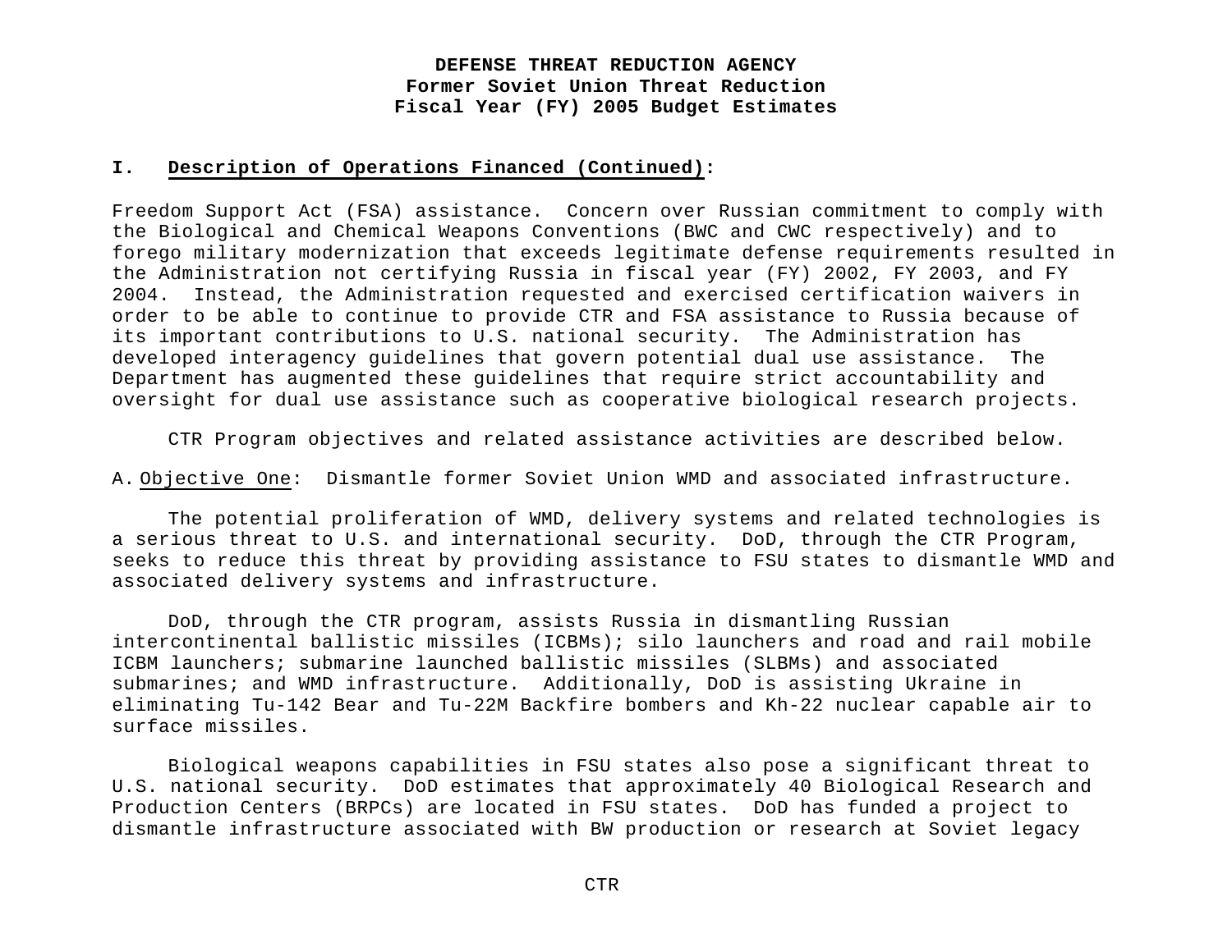**DEFENSE THREAT REDUCTION AGENCY**
**Former Soviet Union Threat Reduction**
**Fiscal Year (FY) 2005 Budget Estimates**

## I. Description of Operations Financed (Continued):

Freedom Support Act (FSA) assistance. Concern over Russian commitment to comply with the Biological and Chemical Weapons Conventions (BWC and CWC respectively) and to forego military modernization that exceeds legitimate defense requirements resulted in the Administration not certifying Russia in fiscal year (FY) 2002, FY 2003, and FY 2004. Instead, the Administration requested and exercised certification waivers in order to be able to continue to provide CTR and FSA assistance to Russia because of its important contributions to U.S. national security. The Administration has developed interagency guidelines that govern potential dual use assistance. The Department has augmented these guidelines that require strict accountability and oversight for dual use assistance such as cooperative biological research projects.

CTR Program objectives and related assistance activities are described below.

A. Objective One: Dismantle former Soviet Union WMD and associated infrastructure.

The potential proliferation of WMD, delivery systems and related technologies is a serious threat to U.S. and international security. DoD, through the CTR Program, seeks to reduce this threat by providing assistance to FSU states to dismantle WMD and associated delivery systems and infrastructure.

DoD, through the CTR program, assists Russia in dismantling Russian intercontinental ballistic missiles (ICBMs); silo launchers and road and rail mobile ICBM launchers; submarine launched ballistic missiles (SLBMs) and associated submarines; and WMD infrastructure. Additionally, DoD is assisting Ukraine in eliminating Tu-142 Bear and Tu-22M Backfire bombers and Kh-22 nuclear capable air to surface missiles.

Biological weapons capabilities in FSU states also pose a significant threat to U.S. national security. DoD estimates that approximately 40 Biological Research and Production Centers (BRPCs) are located in FSU states. DoD has funded a project to dismantle infrastructure associated with BW production or research at Soviet legacy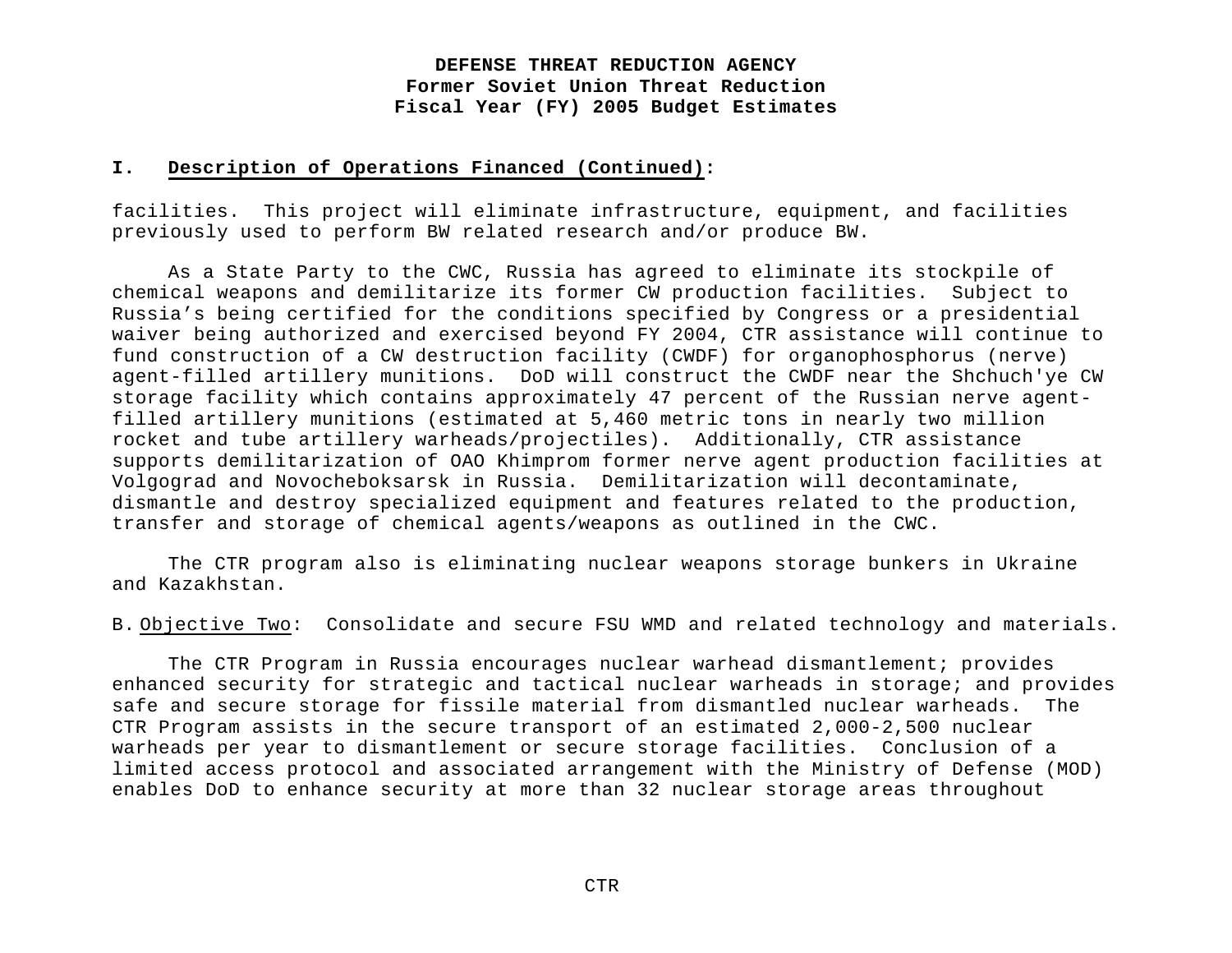## I. Description of Operations Financed (Continued):

facilities. This project will eliminate infrastructure, equipment, and facilities previously used to perform BW related research and/or produce BW.

As a State Party to the CWC, Russia has agreed to eliminate its stockpile of chemical weapons and demilitarize its former CW production facilities. Subject to Russia's being certified for the conditions specified by Congress or a presidential waiver being authorized and exercised beyond FY 2004, CTR assistance will continue to fund construction of a CW destruction facility (CWDF) for organophosphorus (nerve) agent-filled artillery munitions. DoD will construct the CWDF near the Shchuch'ye CW storage facility which contains approximately 47 percent of the Russian nerve agent-filled artillery munitions (estimated at 5,460 metric tons in nearly two million rocket and tube artillery warheads/projectiles). Additionally, CTR assistance supports demilitarization of OAO Khimprom former nerve agent production facilities at Volgograd and Novocheboksarsk in Russia. Demilitarization will decontaminate, dismantle and destroy specialized equipment and features related to the production, transfer and storage of chemical agents/weapons as outlined in the CWC.

The CTR program also is eliminating nuclear weapons storage bunkers in Ukraine and Kazakhstan.

B. Objective Two: Consolidate and secure FSU WMD and related technology and materials.

The CTR Program in Russia encourages nuclear warhead dismantlement; provides enhanced security for strategic and tactical nuclear warheads in storage; and provides safe and secure storage for fissile material from dismantled nuclear warheads. The CTR Program assists in the secure transport of an estimated 2,000-2,500 nuclear warheads per year to dismantlement or secure storage facilities. Conclusion of a limited access protocol and associated arrangement with the Ministry of Defense (MOD) enables DoD to enhance security at more than 32 nuclear storage areas throughout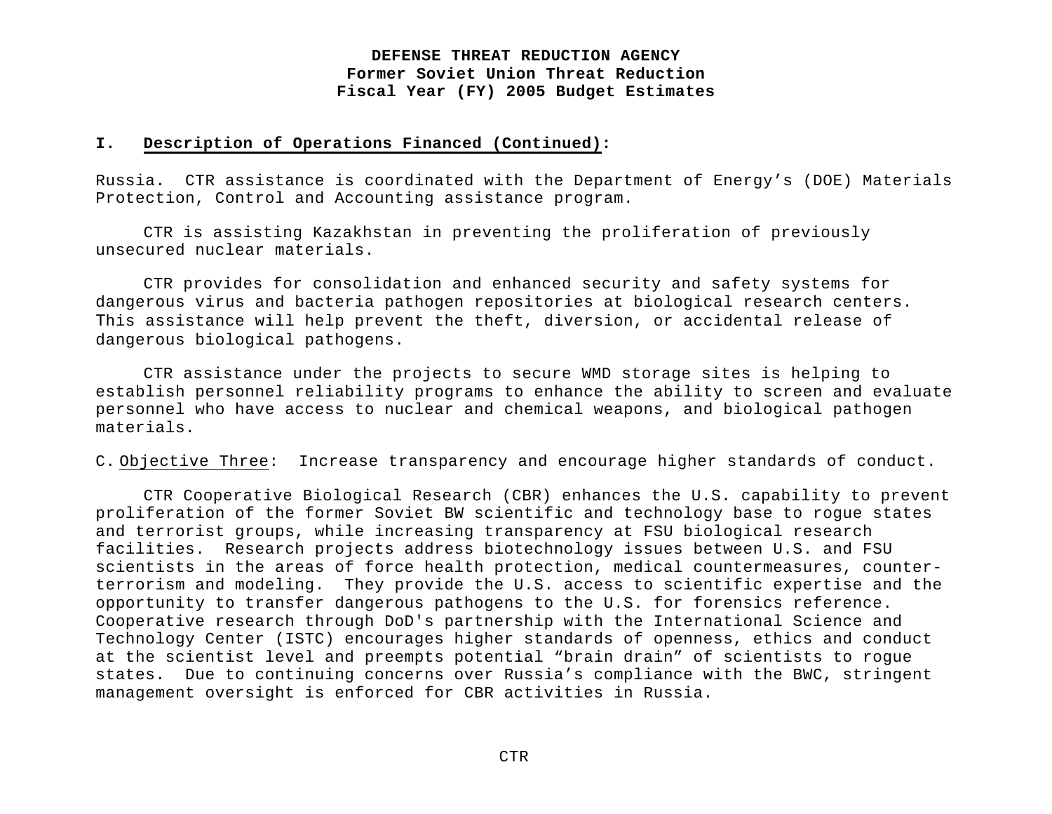**DEFENSE THREAT REDUCTION AGENCY**
**Former Soviet Union Threat Reduction**
**Fiscal Year (FY) 2005 Budget Estimates**

## I. Description of Operations Financed (Continued):

Russia. CTR assistance is coordinated with the Department of Energy's (DOE) Materials Protection, Control and Accounting assistance program.

CTR is assisting Kazakhstan in preventing the proliferation of previously unsecured nuclear materials.

CTR provides for consolidation and enhanced security and safety systems for dangerous virus and bacteria pathogen repositories at biological research centers. This assistance will help prevent the theft, diversion, or accidental release of dangerous biological pathogens.

CTR assistance under the projects to secure WMD storage sites is helping to establish personnel reliability programs to enhance the ability to screen and evaluate personnel who have access to nuclear and chemical weapons, and biological pathogen materials.

C. Objective Three: Increase transparency and encourage higher standards of conduct.

CTR Cooperative Biological Research (CBR) enhances the U.S. capability to prevent proliferation of the former Soviet BW scientific and technology base to rogue states and terrorist groups, while increasing transparency at FSU biological research facilities. Research projects address biotechnology issues between U.S. and FSU scientists in the areas of force health protection, medical countermeasures, counter-terrorism and modeling. They provide the U.S. access to scientific expertise and the opportunity to transfer dangerous pathogens to the U.S. for forensics reference. Cooperative research through DoD's partnership with the International Science and Technology Center (ISTC) encourages higher standards of openness, ethics and conduct at the scientist level and preempts potential "brain drain" of scientists to rogue states. Due to continuing concerns over Russia's compliance with the BWC, stringent management oversight is enforced for CBR activities in Russia.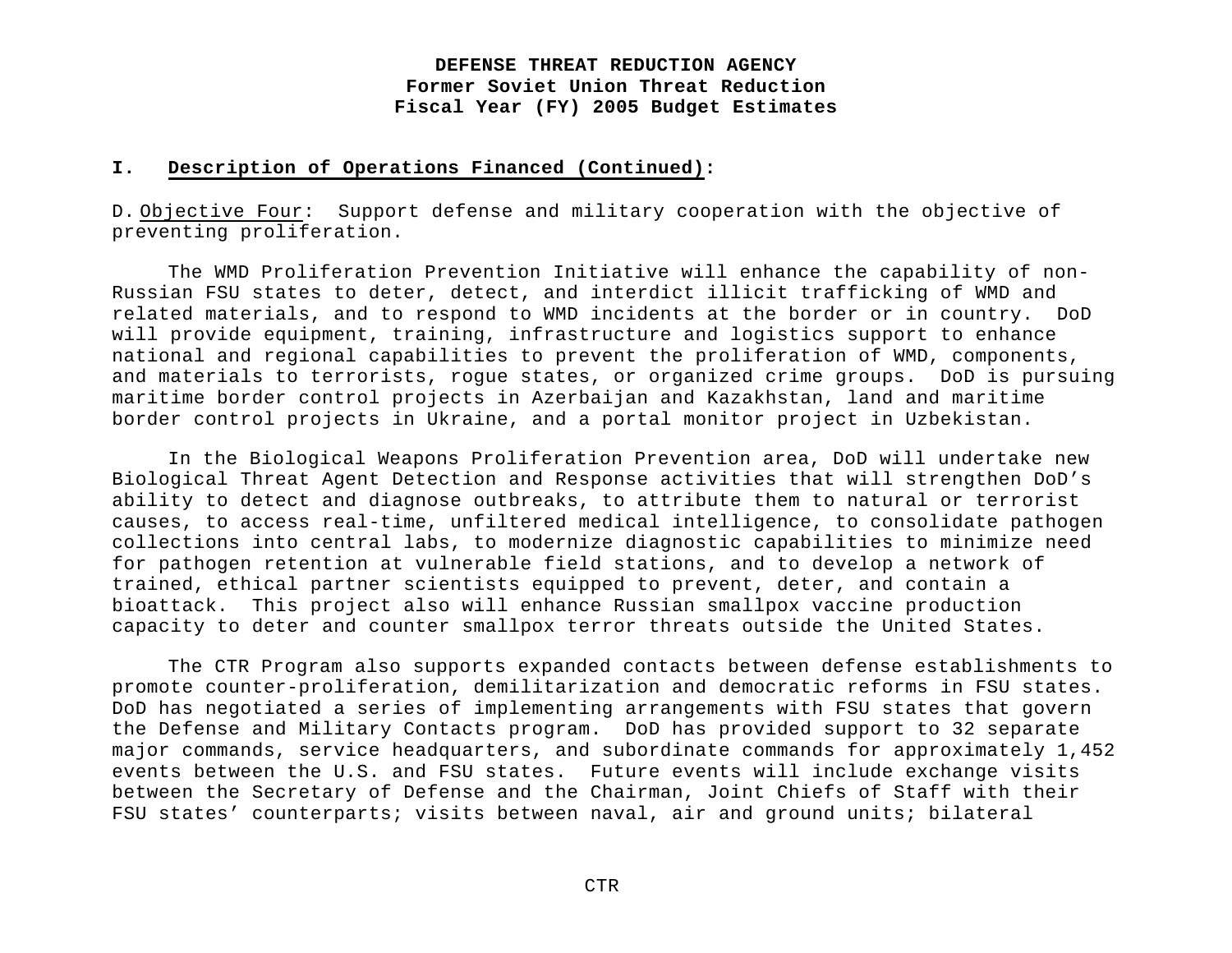**DEFENSE THREAT REDUCTION AGENCY**
**Former Soviet Union Threat Reduction**
**Fiscal Year (FY) 2005 Budget Estimates**

## I. Description of Operations Financed (Continued):

D. Objective Four: Support defense and military cooperation with the objective of preventing proliferation.

The WMD Proliferation Prevention Initiative will enhance the capability of non-Russian FSU states to deter, detect, and interdict illicit trafficking of WMD and related materials, and to respond to WMD incidents at the border or in country. DoD will provide equipment, training, infrastructure and logistics support to enhance national and regional capabilities to prevent the proliferation of WMD, components, and materials to terrorists, rogue states, or organized crime groups. DoD is pursuing maritime border control projects in Azerbaijan and Kazakhstan, land and maritime border control projects in Ukraine, and a portal monitor project in Uzbekistan.

In the Biological Weapons Proliferation Prevention area, DoD will undertake new Biological Threat Agent Detection and Response activities that will strengthen DoD's ability to detect and diagnose outbreaks, to attribute them to natural or terrorist causes, to access real-time, unfiltered medical intelligence, to consolidate pathogen collections into central labs, to modernize diagnostic capabilities to minimize need for pathogen retention at vulnerable field stations, and to develop a network of trained, ethical partner scientists equipped to prevent, deter, and contain a bioattack. This project also will enhance Russian smallpox vaccine production capacity to deter and counter smallpox terror threats outside the United States.

The CTR Program also supports expanded contacts between defense establishments to promote counter-proliferation, demilitarization and democratic reforms in FSU states. DoD has negotiated a series of implementing arrangements with FSU states that govern the Defense and Military Contacts program. DoD has provided support to 32 separate major commands, service headquarters, and subordinate commands for approximately 1,452 events between the U.S. and FSU states. Future events will include exchange visits between the Secretary of Defense and the Chairman, Joint Chiefs of Staff with their FSU states' counterparts; visits between naval, air and ground units; bilateral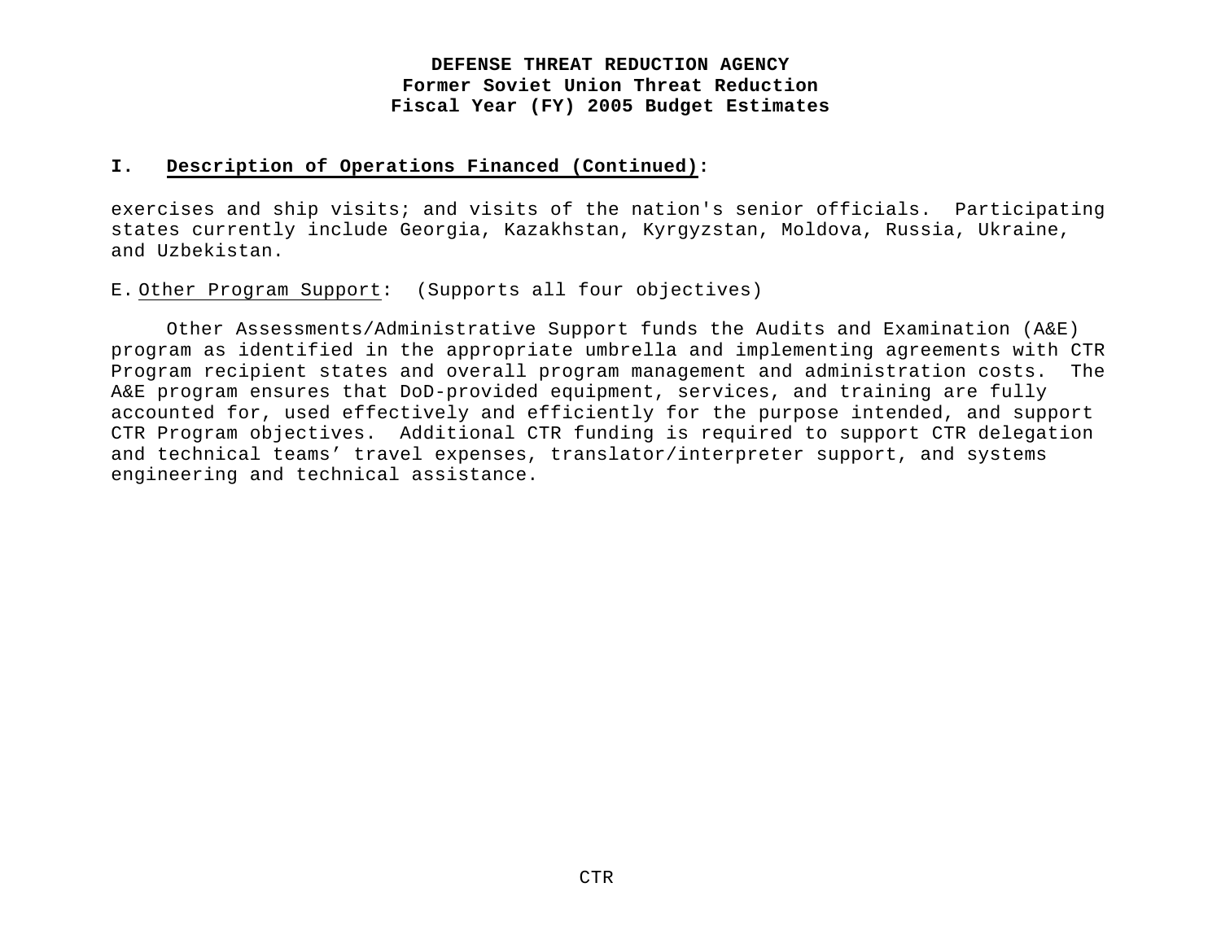**I. Description of Operations Financed (Continued):**

exercises and ship visits; and visits of the nation's senior officials. Participating states currently include Georgia, Kazakhstan, Kyrgyzstan, Moldova, Russia, Ukraine, and Uzbekistan.

E. Other Program Support: (Supports all four objectives)

Other Assessments/Administrative Support funds the Audits and Examination (A&E) program as identified in the appropriate umbrella and implementing agreements with CTR Program recipient states and overall program management and administration costs. The A&E program ensures that DoD-provided equipment, services, and training are fully accounted for, used effectively and efficiently for the purpose intended, and support CTR Program objectives. Additional CTR funding is required to support CTR delegation and technical teams' travel expenses, translator/interpreter support, and systems engineering and technical assistance.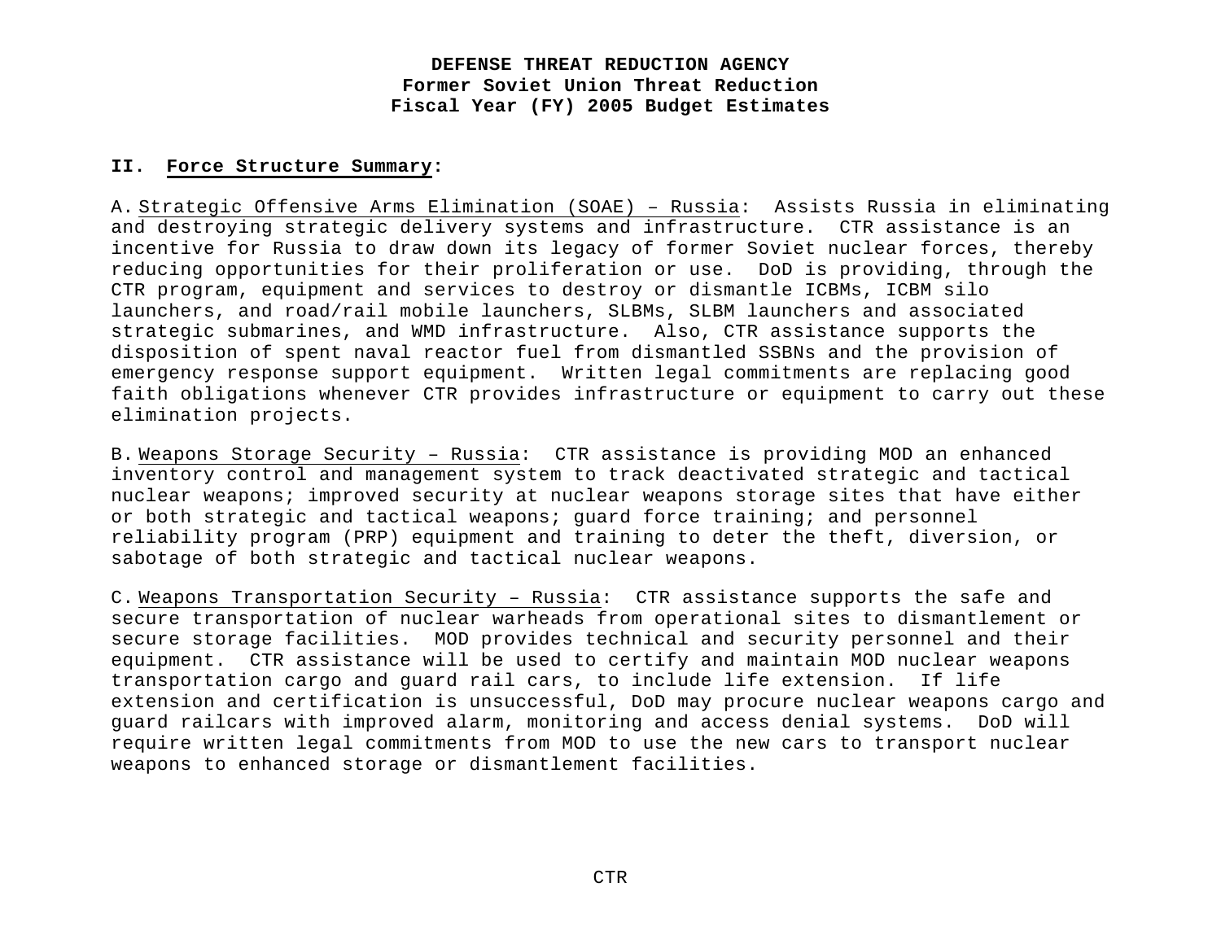**DEFENSE THREAT REDUCTION AGENCY**
**Former Soviet Union Threat Reduction**
**Fiscal Year (FY) 2005 Budget Estimates**

## II. Force Structure Summary:

A. Strategic Offensive Arms Elimination (SOAE) – Russia: Assists Russia in eliminating and destroying strategic delivery systems and infrastructure. CTR assistance is an incentive for Russia to draw down its legacy of former Soviet nuclear forces, thereby reducing opportunities for their proliferation or use. DoD is providing, through the CTR program, equipment and services to destroy or dismantle ICBMs, ICBM silo launchers, and road/rail mobile launchers, SLBMs, SLBM launchers and associated strategic submarines, and WMD infrastructure. Also, CTR assistance supports the disposition of spent naval reactor fuel from dismantled SSBNs and the provision of emergency response support equipment. Written legal commitments are replacing good faith obligations whenever CTR provides infrastructure or equipment to carry out these elimination projects.

B. Weapons Storage Security – Russia: CTR assistance is providing MOD an enhanced inventory control and management system to track deactivated strategic and tactical nuclear weapons; improved security at nuclear weapons storage sites that have either or both strategic and tactical weapons; guard force training; and personnel reliability program (PRP) equipment and training to deter the theft, diversion, or sabotage of both strategic and tactical nuclear weapons.

C. Weapons Transportation Security – Russia: CTR assistance supports the safe and secure transportation of nuclear warheads from operational sites to dismantlement or secure storage facilities. MOD provides technical and security personnel and their equipment. CTR assistance will be used to certify and maintain MOD nuclear weapons transportation cargo and guard rail cars, to include life extension. If life extension and certification is unsuccessful, DoD may procure nuclear weapons cargo and guard railcars with improved alarm, monitoring and access denial systems. DoD will require written legal commitments from MOD to use the new cars to transport nuclear weapons to enhanced storage or dismantlement facilities.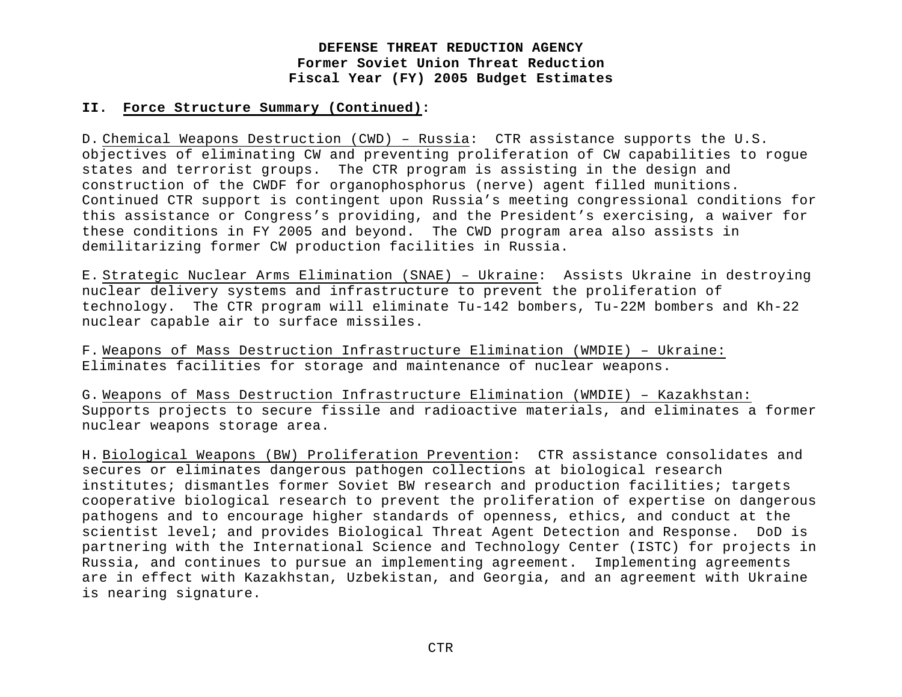**DEFENSE THREAT REDUCTION AGENCY**
**Former Soviet Union Threat Reduction**
**Fiscal Year (FY) 2005 Budget Estimates**

**II. Force Structure Summary (Continued):**

D. Chemical Weapons Destruction (CWD) – Russia: CTR assistance supports the U.S. objectives of eliminating CW and preventing proliferation of CW capabilities to rogue states and terrorist groups. The CTR program is assisting in the design and construction of the CWDF for organophosphorus (nerve) agent filled munitions. Continued CTR support is contingent upon Russia's meeting congressional conditions for this assistance or Congress's providing, and the President's exercising, a waiver for these conditions in FY 2005 and beyond. The CWD program area also assists in demilitarizing former CW production facilities in Russia.

E. Strategic Nuclear Arms Elimination (SNAE) – Ukraine: Assists Ukraine in destroying nuclear delivery systems and infrastructure to prevent the proliferation of technology. The CTR program will eliminate Tu-142 bombers, Tu-22M bombers and Kh-22 nuclear capable air to surface missiles.

F. Weapons of Mass Destruction Infrastructure Elimination (WMDIE) – Ukraine: Eliminates facilities for storage and maintenance of nuclear weapons.

G. Weapons of Mass Destruction Infrastructure Elimination (WMDIE) – Kazakhstan: Supports projects to secure fissile and radioactive materials, and eliminates a former nuclear weapons storage area.

H. Biological Weapons (BW) Proliferation Prevention: CTR assistance consolidates and secures or eliminates dangerous pathogen collections at biological research institutes; dismantles former Soviet BW research and production facilities; targets cooperative biological research to prevent the proliferation of expertise on dangerous pathogens and to encourage higher standards of openness, ethics, and conduct at the scientist level; and provides Biological Threat Agent Detection and Response. DoD is partnering with the International Science and Technology Center (ISTC) for projects in Russia, and continues to pursue an implementing agreement. Implementing agreements are in effect with Kazakhstan, Uzbekistan, and Georgia, and an agreement with Ukraine is nearing signature.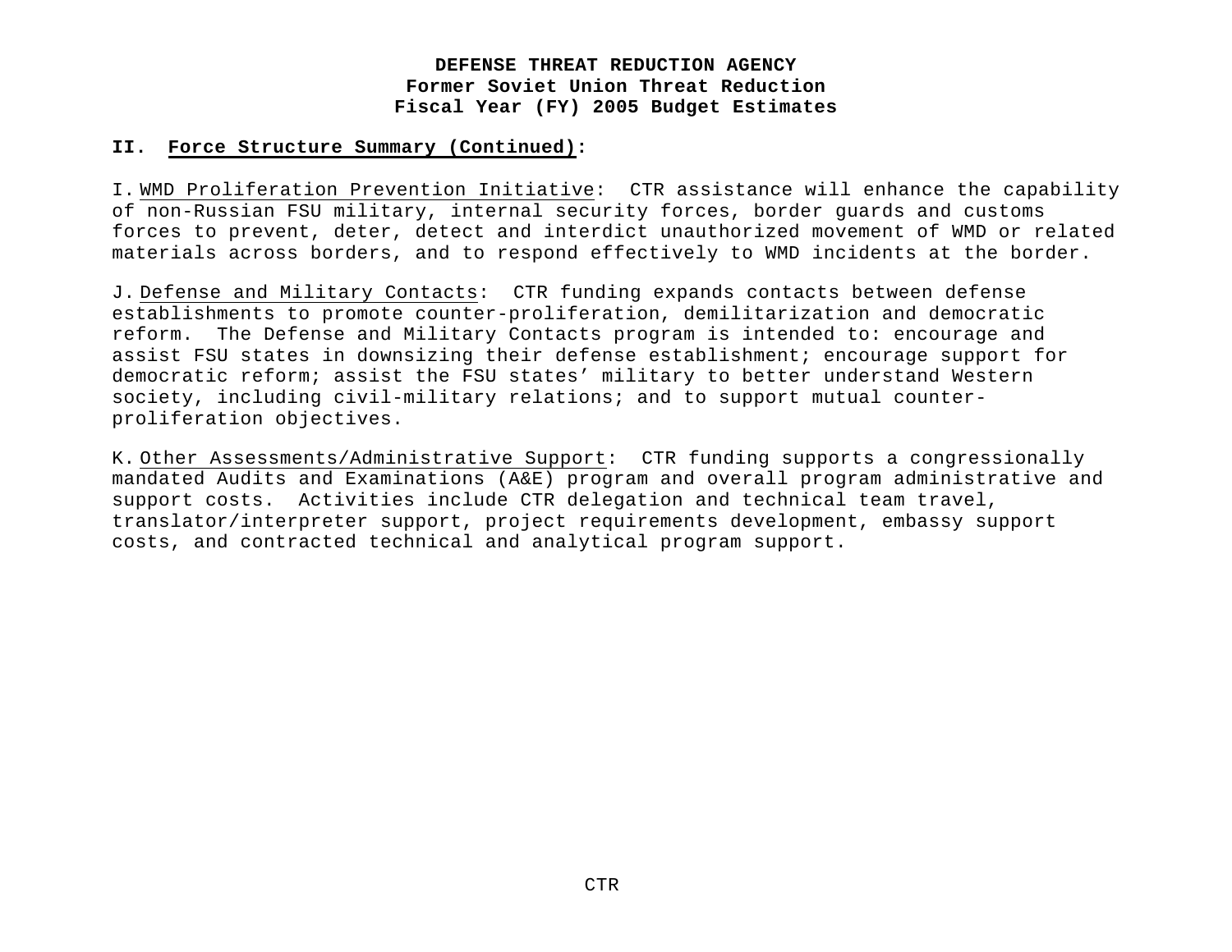**DEFENSE THREAT REDUCTION AGENCY**
**Former Soviet Union Threat Reduction**
**Fiscal Year (FY) 2005 Budget Estimates**

**II. Force Structure Summary (Continued):**

I. WMD Proliferation Prevention Initiative: CTR assistance will enhance the capability of non-Russian FSU military, internal security forces, border guards and customs forces to prevent, deter, detect and interdict unauthorized movement of WMD or related materials across borders, and to respond effectively to WMD incidents at the border.

J. Defense and Military Contacts: CTR funding expands contacts between defense establishments to promote counter-proliferation, demilitarization and democratic reform. The Defense and Military Contacts program is intended to: encourage and assist FSU states in downsizing their defense establishment; encourage support for democratic reform; assist the FSU states' military to better understand Western society, including civil-military relations; and to support mutual counter-proliferation objectives.

K. Other Assessments/Administrative Support: CTR funding supports a congressionally mandated Audits and Examinations (A&E) program and overall program administrative and support costs. Activities include CTR delegation and technical team travel, translator/interpreter support, project requirements development, embassy support costs, and contracted technical and analytical program support.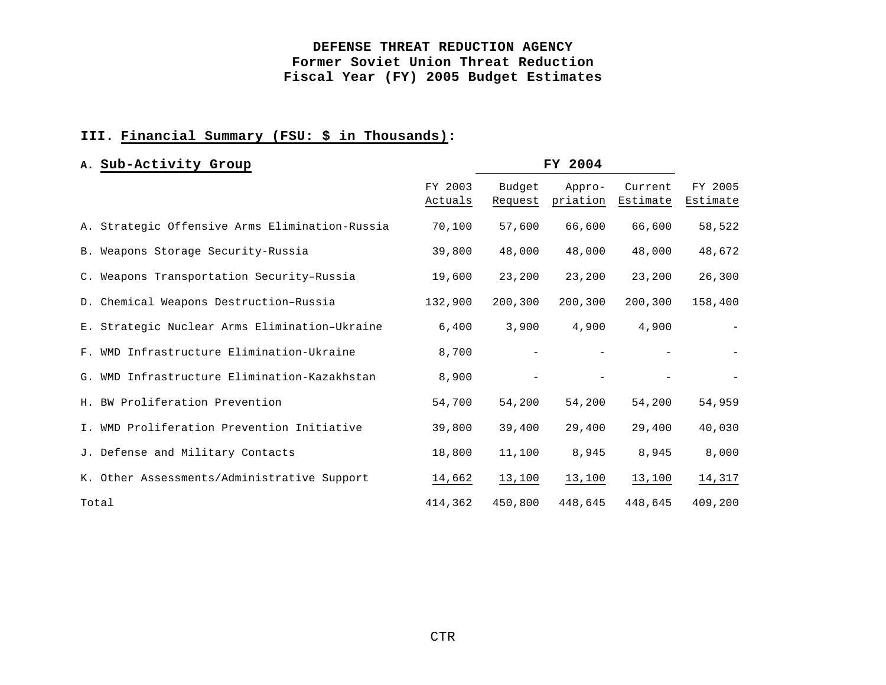**DEFENSE THREAT REDUCTION AGENCY**
**Former Soviet Union Threat Reduction**
**Fiscal Year (FY) 2005 Budget Estimates**

## III. Financial Summary (FSU: $ in Thousands):

### A. Sub-Activity Group

| | | FY 2004 | | | |
|---|---|---|---|---|---|
| | FY 2003 Actuals | Budget Request | Appro-priation | Current Estimate | FY 2005 Estimate |
| A. Strategic Offensive Arms Elimination-Russia | 70,100 | 57,600 | 66,600 | 66,600 | 58,522 |
| B. Weapons Storage Security-Russia | 39,800 | 48,000 | 48,000 | 48,000 | 48,672 |
| C. Weapons Transportation Security–Russia | 19,600 | 23,200 | 23,200 | 23,200 | 26,300 |
| D. Chemical Weapons Destruction–Russia | 132,900 | 200,300 | 200,300 | 200,300 | 158,400 |
| E. Strategic Nuclear Arms Elimination–Ukraine | 6,400 | 3,900 | 4,900 | 4,900 | - |
| F. WMD Infrastructure Elimination-Ukraine | 8,700 | - | - | - | - |
| G. WMD Infrastructure Elimination-Kazakhstan | 8,900 | - | - | - | - |
| H. BW Proliferation Prevention | 54,700 | 54,200 | 54,200 | 54,200 | 54,959 |
| I. WMD Proliferation Prevention Initiative | 39,800 | 39,400 | 29,400 | 29,400 | 40,030 |
| J. Defense and Military Contacts | 18,800 | 11,100 | 8,945 | 8,945 | 8,000 |
| K. Other Assessments/Administrative Support | 14,662 | 13,100 | 13,100 | 13,100 | 14,317 |
| Total | 414,362 | 450,800 | 448,645 | 448,645 | 409,200 |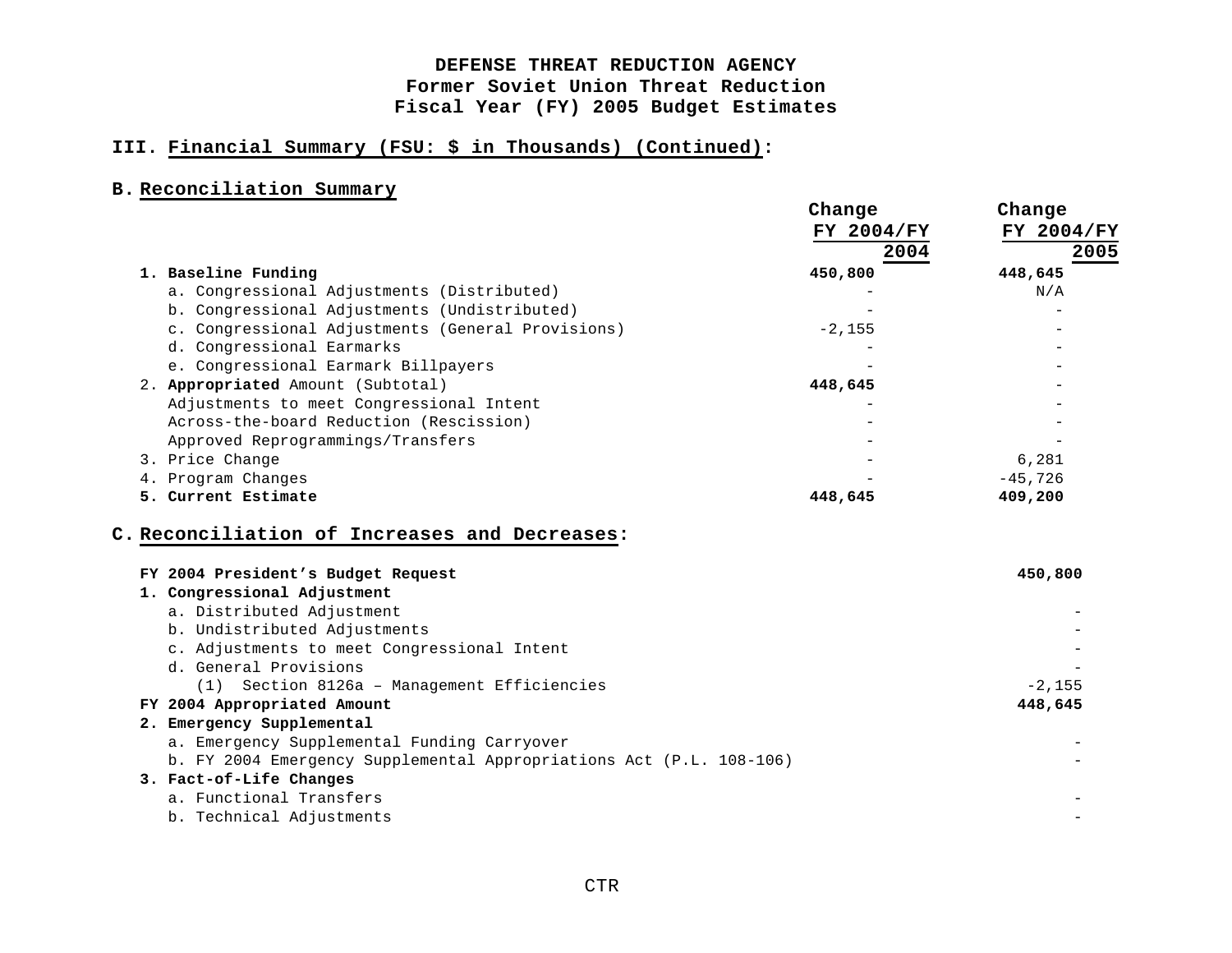# DEFENSE THREAT REDUCTION AGENCY
## Former Soviet Union Threat Reduction
## Fiscal Year (FY) 2005 Budget Estimates

### III. Financial Summary (FSU: $ in Thousands) (Continued):

#### B. Reconciliation Summary

| | Change FY 2004/FY 2004 | Change FY 2004/FY 2005 |
|---|---|---|
| **1. Baseline Funding** | **450,800** | **448,645** |
| a. Congressional Adjustments (Distributed) | - | N/A |
| b. Congressional Adjustments (Undistributed) | - | - |
| c. Congressional Adjustments (General Provisions) | -2,155 | - |
| d. Congressional Earmarks | - | - |
| e. Congressional Earmark Billpayers | - | - |
| 2. **Appropriated** Amount (Subtotal) | **448,645** | - |
| Adjustments to meet Congressional Intent | - | - |
| Across-the-board Reduction (Rescission) | - | - |
| Approved Reprogrammings/Transfers | - | - |
| 3. Price Change | - | 6,281 |
| 4. Program Changes | - | -45,726 |
| **5. Current Estimate** | **448,645** | **409,200** |

#### C. Reconciliation of Increases and Decreases:

| | |
|---|---|
| **FY 2004 President's Budget Request** | **450,800** |
| **1. Congressional Adjustment** | |
| a. Distributed Adjustment | - |
| b. Undistributed Adjustments | - |
| c. Adjustments to meet Congressional Intent | - |
| d. General Provisions | - |
| (1) Section 8126a – Management Efficiencies | -2,155 |
| **FY 2004 Appropriated Amount** | **448,645** |
| **2. Emergency Supplemental** | |
| a. Emergency Supplemental Funding Carryover | - |
| b. FY 2004 Emergency Supplemental Appropriations Act (P.L. 108-106) | - |
| **3. Fact-of-Life Changes** | |
| a. Functional Transfers | - |
| b. Technical Adjustments | - |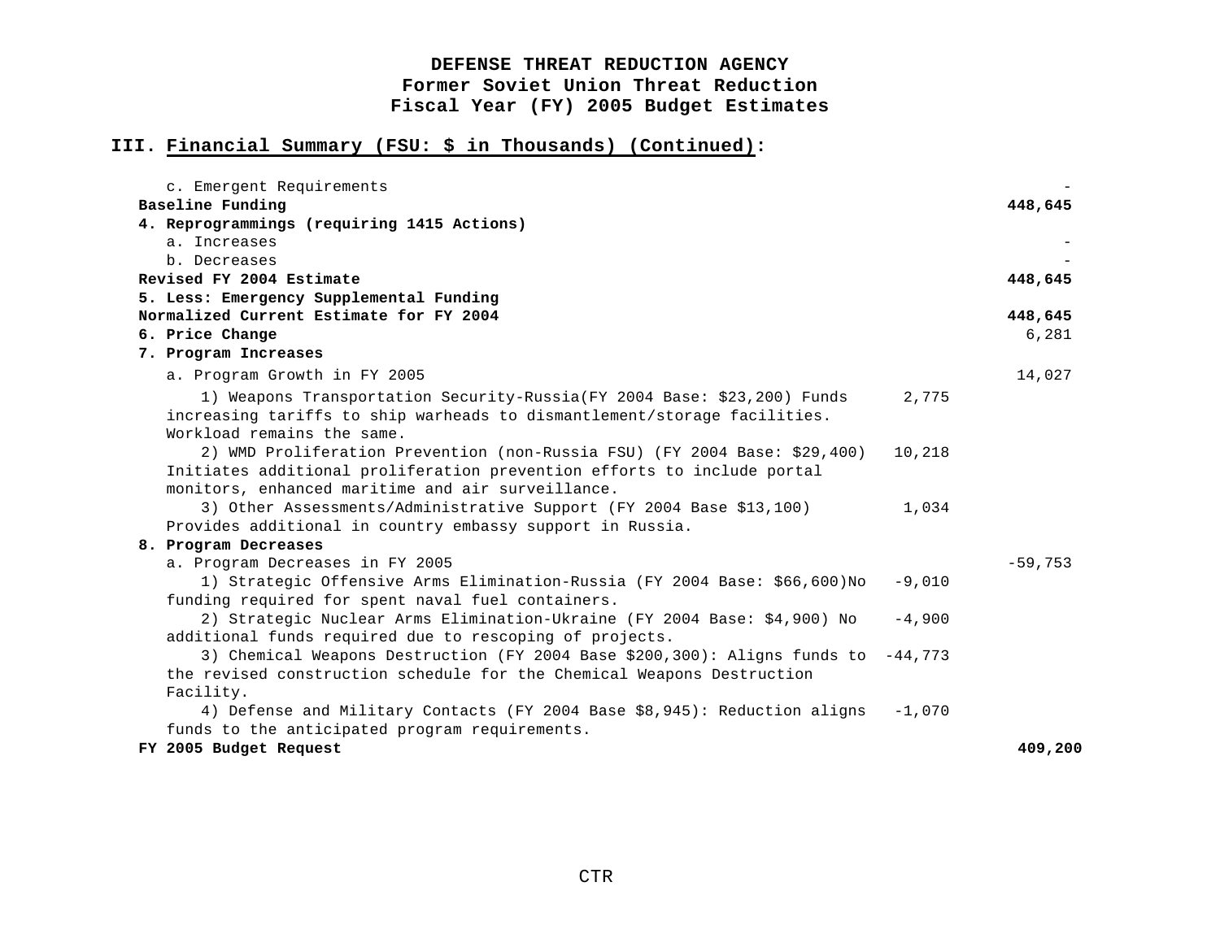**DEFENSE THREAT REDUCTION AGENCY**
**Former Soviet Union Threat Reduction**
**Fiscal Year (FY) 2005 Budget Estimates**

## III. Financial Summary (FSU: $ in Thousands) (Continued):

| | | |
|---|---|---|
| c. Emergent Requirements | | - |
| **Baseline Funding** | | **448,645** |
| **4. Reprogrammings (requiring 1415 Actions)** | | |
| a. Increases | | - |
| b. Decreases | | - |
| **Revised FY 2004 Estimate** | | **448,645** |
| **5. Less: Emergency Supplemental Funding** | | |
| **Normalized Current Estimate for FY 2004** | | **448,645** |
| **6. Price Change** | | 6,281 |
| **7. Program Increases** | | |
| a. Program Growth in FY 2005 | | 14,027 |
| 1) Weapons Transportation Security-Russia(FY 2004 Base: $23,200) Funds increasing tariffs to ship warheads to dismantlement/storage facilities. Workload remains the same. | 2,775 | |
| 2) WMD Proliferation Prevention (non-Russia FSU) (FY 2004 Base: $29,400) Initiates additional proliferation prevention efforts to include portal monitors, enhanced maritime and air surveillance. | 10,218 | |
| 3) Other Assessments/Administrative Support (FY 2004 Base $13,100) Provides additional in country embassy support in Russia. | 1,034 | |
| **8. Program Decreases** | | |
| a. Program Decreases in FY 2005 | | -59,753 |
| 1) Strategic Offensive Arms Elimination-Russia (FY 2004 Base: $66,600)No funding required for spent naval fuel containers. | -9,010 | |
| 2) Strategic Nuclear Arms Elimination-Ukraine (FY 2004 Base: $4,900) No additional funds required due to rescoping of projects. | -4,900 | |
| 3) Chemical Weapons Destruction (FY 2004 Base $200,300): Aligns funds to the revised construction schedule for the Chemical Weapons Destruction Facility. | -44,773 | |
| 4) Defense and Military Contacts (FY 2004 Base $8,945): Reduction aligns funds to the anticipated program requirements. | -1,070 | |
| **FY 2005 Budget Request** | | **409,200** |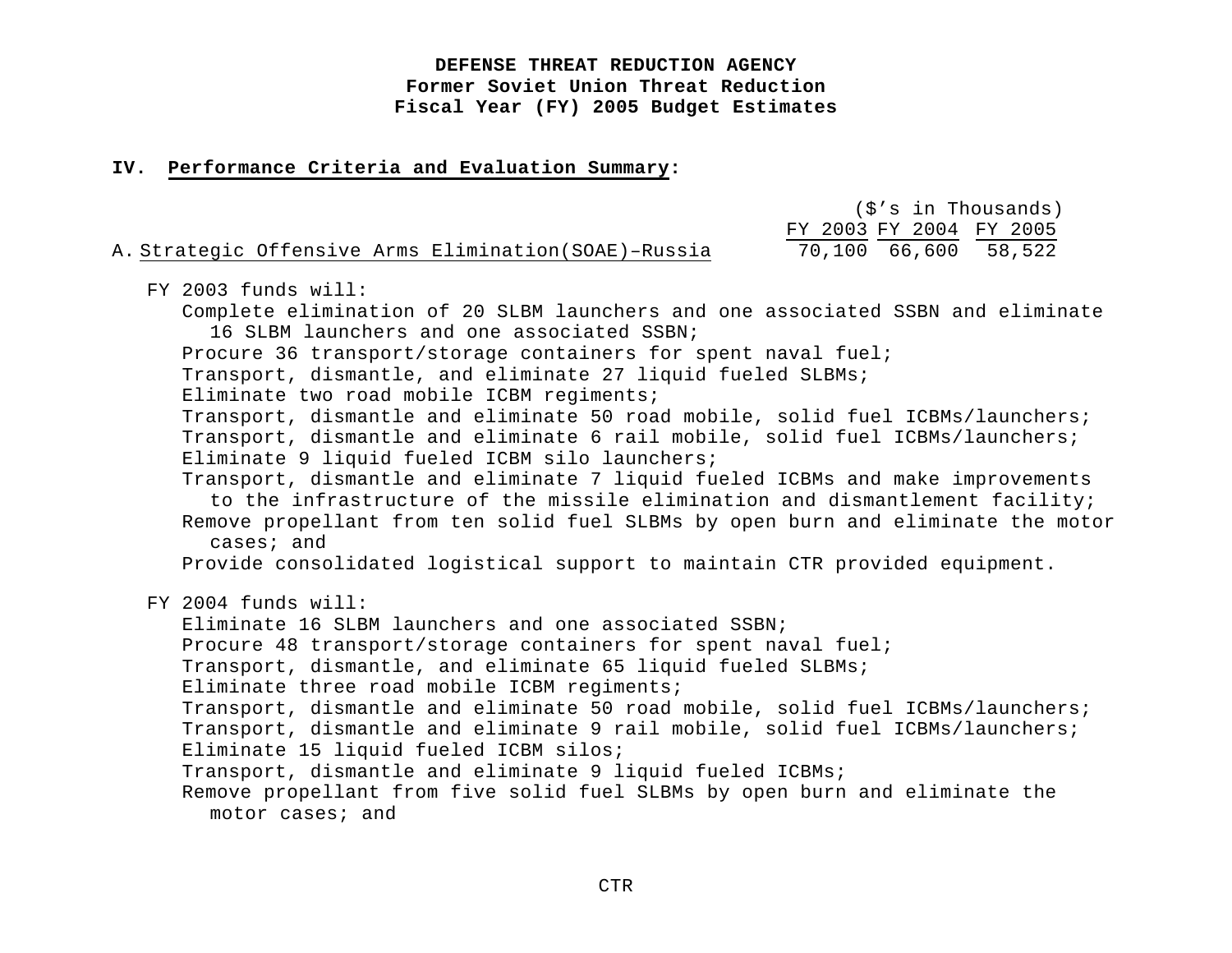**DEFENSE THREAT REDUCTION AGENCY**
**Former Soviet Union Threat Reduction**
**Fiscal Year (FY) 2005 Budget Estimates**

## IV. Performance Criteria and Evaluation Summary:

| | FY 2003 | FY 2004 | FY 2005 |
|---|---|---|---|
| | ($'s in Thousands) | | |
| A. Strategic Offensive Arms Elimination(SOAE)–Russia | 70,100 | 66,600 | 58,522 |

FY 2003 funds will:

- Complete elimination of 20 SLBM launchers and one associated SSBN and eliminate 16 SLBM launchers and one associated SSBN;
- Procure 36 transport/storage containers for spent naval fuel;
- Transport, dismantle, and eliminate 27 liquid fueled SLBMs;
- Eliminate two road mobile ICBM regiments;
- Transport, dismantle and eliminate 50 road mobile, solid fuel ICBMs/launchers;
- Transport, dismantle and eliminate 6 rail mobile, solid fuel ICBMs/launchers;
- Eliminate 9 liquid fueled ICBM silo launchers;
- Transport, dismantle and eliminate 7 liquid fueled ICBMs and make improvements to the infrastructure of the missile elimination and dismantlement facility;
- Remove propellant from ten solid fuel SLBMs by open burn and eliminate the motor cases; and
- Provide consolidated logistical support to maintain CTR provided equipment.

FY 2004 funds will:

- Eliminate 16 SLBM launchers and one associated SSBN;
- Procure 48 transport/storage containers for spent naval fuel;
- Transport, dismantle, and eliminate 65 liquid fueled SLBMs;
- Eliminate three road mobile ICBM regiments;
- Transport, dismantle and eliminate 50 road mobile, solid fuel ICBMs/launchers;
- Transport, dismantle and eliminate 9 rail mobile, solid fuel ICBMs/launchers;
- Eliminate 15 liquid fueled ICBM silos;
- Transport, dismantle and eliminate 9 liquid fueled ICBMs;
- Remove propellant from five solid fuel SLBMs by open burn and eliminate the motor cases; and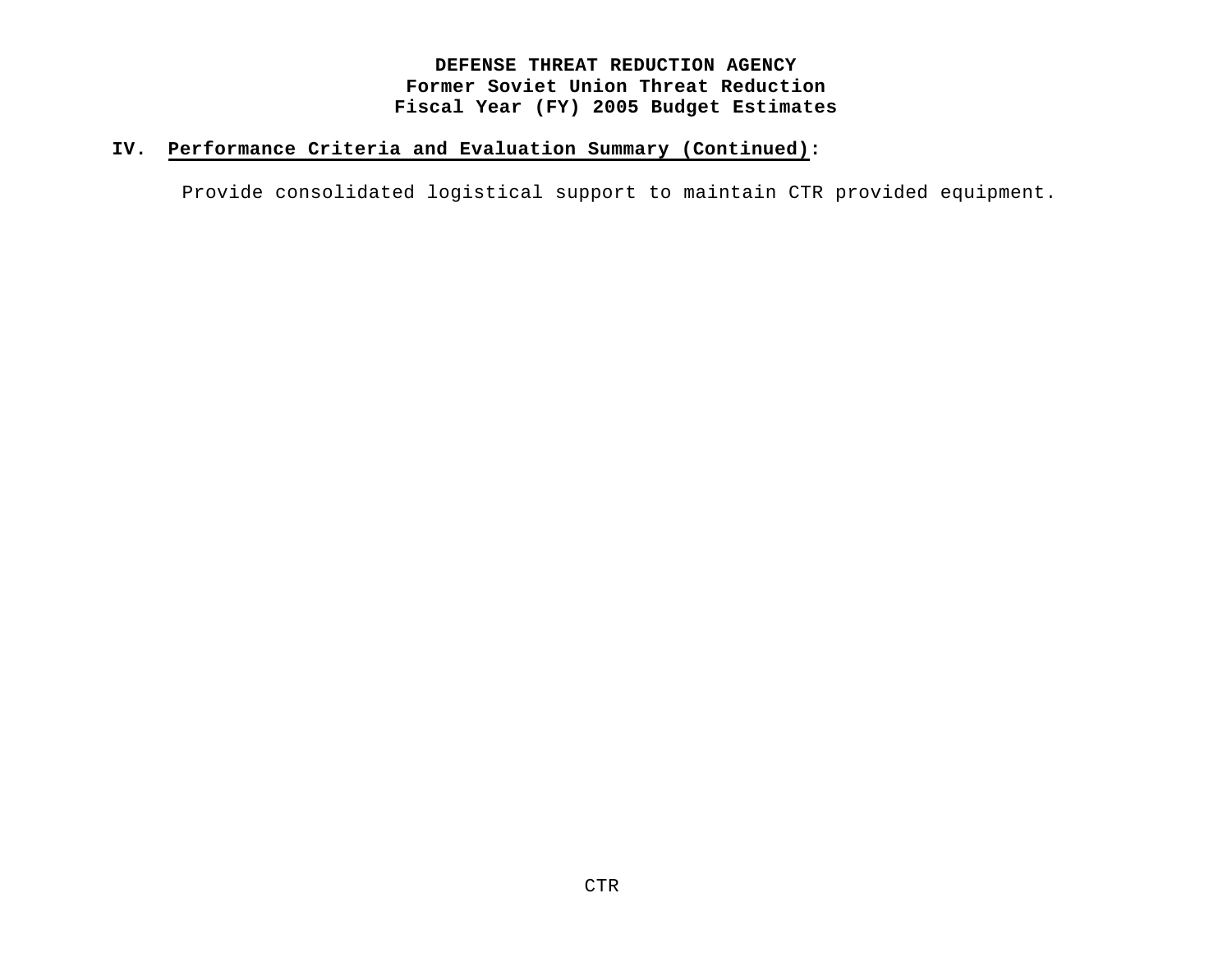## IV. Performance Criteria and Evaluation Summary (Continued):

Provide consolidated logistical support to maintain CTR provided equipment.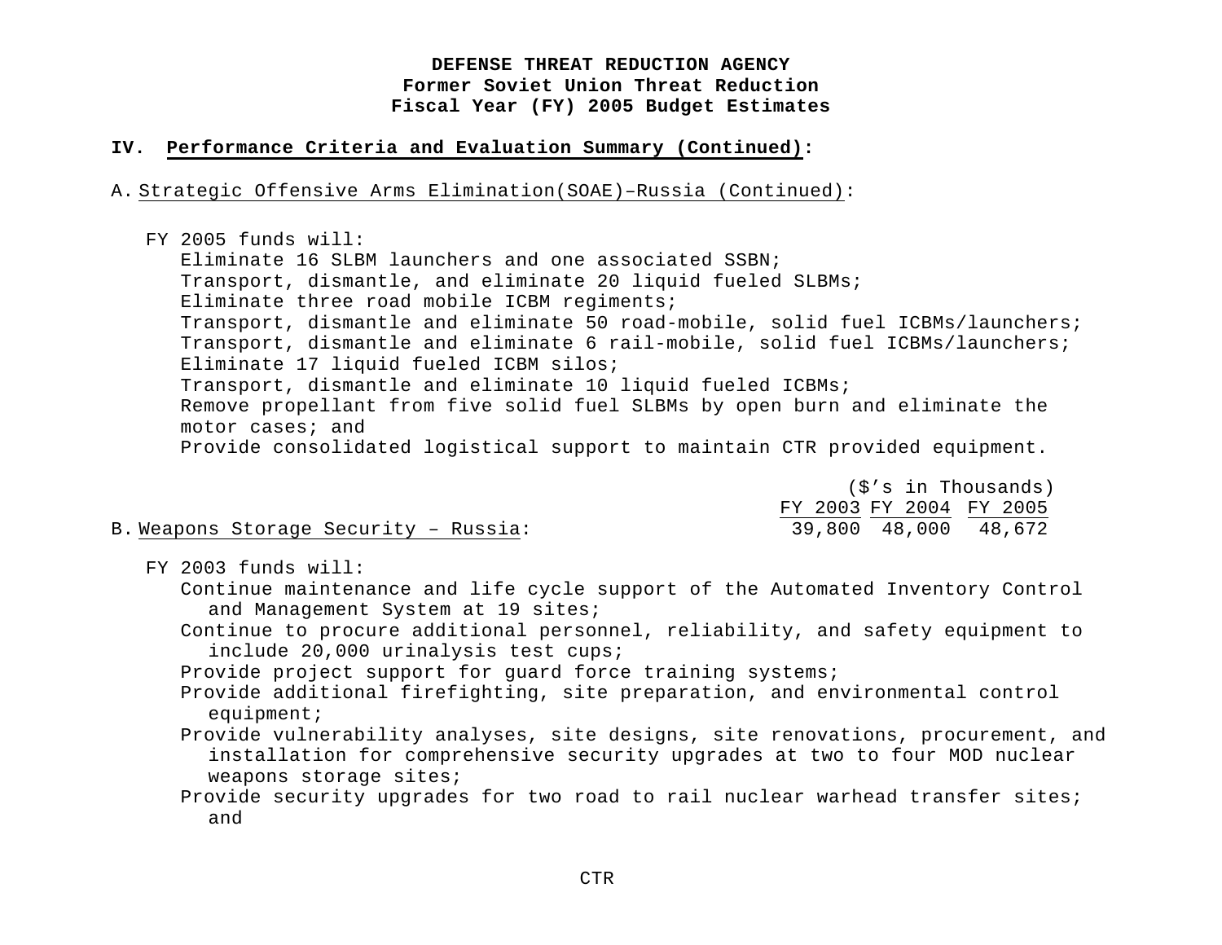**DEFENSE THREAT REDUCTION AGENCY**
**Former Soviet Union Threat Reduction**
**Fiscal Year (FY) 2005 Budget Estimates**

## IV. Performance Criteria and Evaluation Summary (Continued):

A. Strategic Offensive Arms Elimination(SOAE)–Russia (Continued):

FY 2005 funds will:
- Eliminate 16 SLBM launchers and one associated SSBN;
- Transport, dismantle, and eliminate 20 liquid fueled SLBMs;
- Eliminate three road mobile ICBM regiments;
- Transport, dismantle and eliminate 50 road-mobile, solid fuel ICBMs/launchers;
- Transport, dismantle and eliminate 6 rail-mobile, solid fuel ICBMs/launchers;
- Eliminate 17 liquid fueled ICBM silos;
- Transport, dismantle and eliminate 10 liquid fueled ICBMs;
- Remove propellant from five solid fuel SLBMs by open burn and eliminate the motor cases; and
- Provide consolidated logistical support to maintain CTR provided equipment.

| ($'s in Thousands) | FY 2003 | FY 2004 | FY 2005 |
|---|---|---|---|
| B. Weapons Storage Security – Russia: | 39,800 | 48,000 | 48,672 |

FY 2003 funds will:
- Continue maintenance and life cycle support of the Automated Inventory Control and Management System at 19 sites;
- Continue to procure additional personnel, reliability, and safety equipment to include 20,000 urinalysis test cups;
- Provide project support for guard force training systems;
- Provide additional firefighting, site preparation, and environmental control equipment;
- Provide vulnerability analyses, site designs, site renovations, procurement, and installation for comprehensive security upgrades at two to four MOD nuclear weapons storage sites;
- Provide security upgrades for two road to rail nuclear warhead transfer sites; and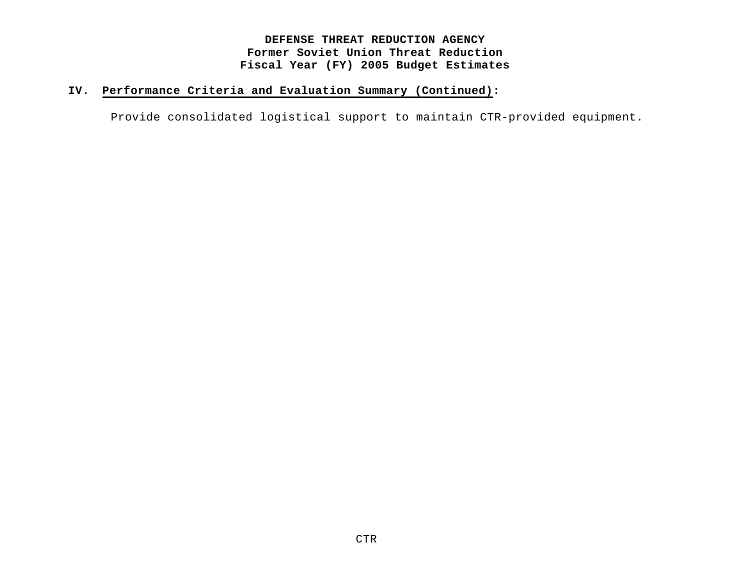**DEFENSE THREAT REDUCTION AGENCY**
**Former Soviet Union Threat Reduction**
**Fiscal Year (FY) 2005 Budget Estimates**

## IV. Performance Criteria and Evaluation Summary (Continued):

Provide consolidated logistical support to maintain CTR-provided equipment.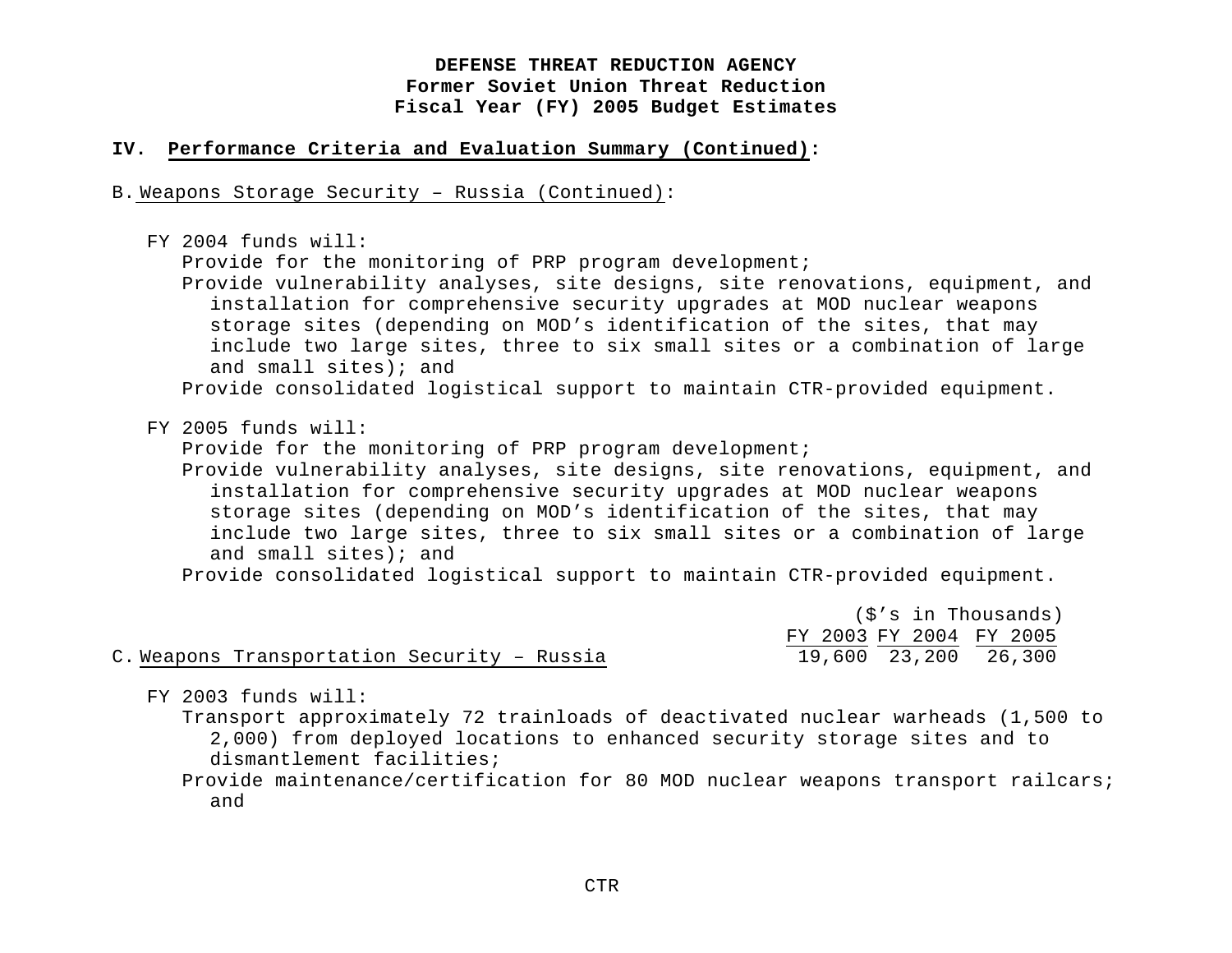**DEFENSE THREAT REDUCTION AGENCY**
**Former Soviet Union Threat Reduction**
**Fiscal Year (FY) 2005 Budget Estimates**

**IV. Performance Criteria and Evaluation Summary (Continued):**

B. Weapons Storage Security – Russia (Continued):

FY 2004 funds will:
- Provide for the monitoring of PRP program development;
- Provide vulnerability analyses, site designs, site renovations, equipment, and installation for comprehensive security upgrades at MOD nuclear weapons storage sites (depending on MOD's identification of the sites, that may include two large sites, three to six small sites or a combination of large and small sites); and
- Provide consolidated logistical support to maintain CTR-provided equipment.

FY 2005 funds will:
- Provide for the monitoring of PRP program development;
- Provide vulnerability analyses, site designs, site renovations, equipment, and installation for comprehensive security upgrades at MOD nuclear weapons storage sites (depending on MOD's identification of the sites, that may include two large sites, three to six small sites or a combination of large and small sites); and
- Provide consolidated logistical support to maintain CTR-provided equipment.

| | ($'s in Thousands) | | |
|---|---|---|---|
| | FY 2003 | FY 2004 | FY 2005 |
| C. Weapons Transportation Security – Russia | 19,600 | 23,200 | 26,300 |

FY 2003 funds will:
- Transport approximately 72 trainloads of deactivated nuclear warheads (1,500 to 2,000) from deployed locations to enhanced security storage sites and to dismantlement facilities;
- Provide maintenance/certification for 80 MOD nuclear weapons transport railcars; and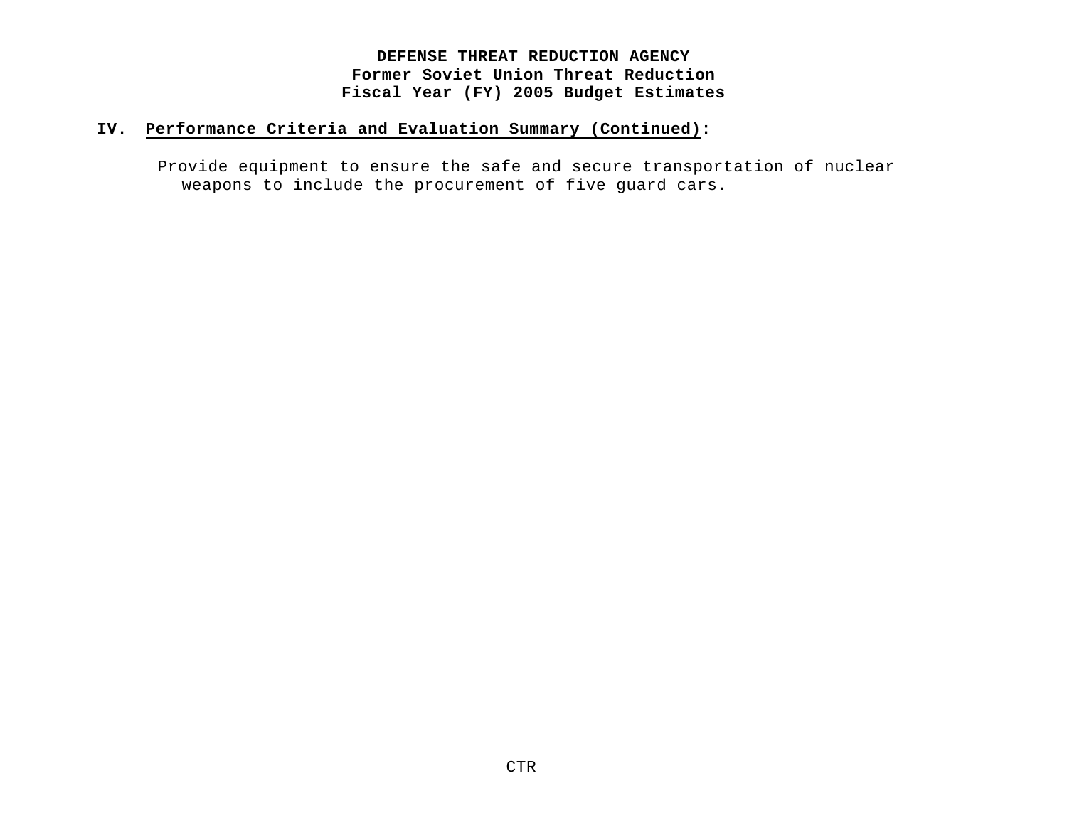**DEFENSE THREAT REDUCTION AGENCY**
**Former Soviet Union Threat Reduction**
**Fiscal Year (FY) 2005 Budget Estimates**

## IV. Performance Criteria and Evaluation Summary (Continued):

Provide equipment to ensure the safe and secure transportation of nuclear weapons to include the procurement of five guard cars.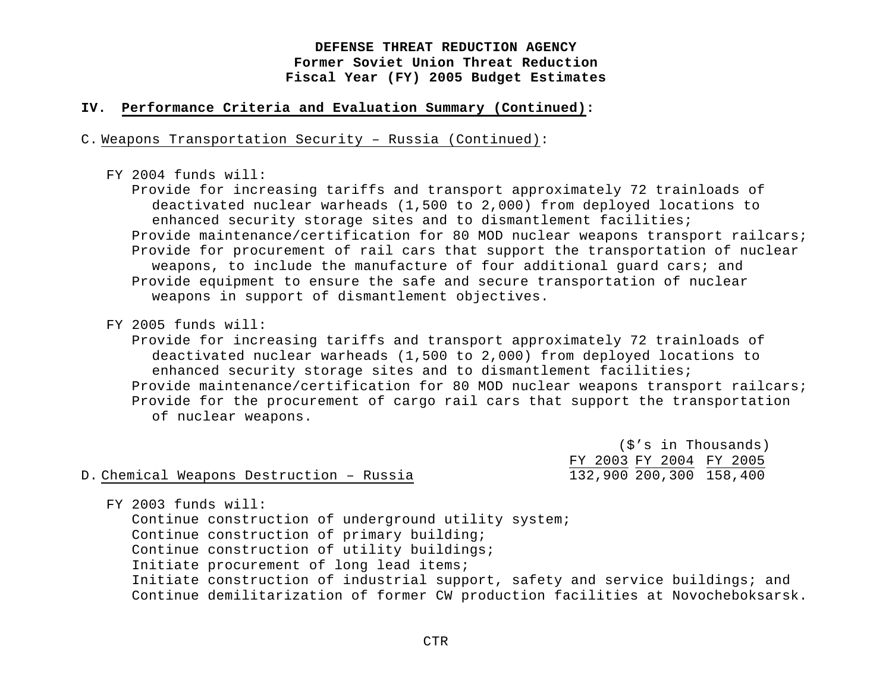**DEFENSE THREAT REDUCTION AGENCY**
**Former Soviet Union Threat Reduction**
**Fiscal Year (FY) 2005 Budget Estimates**

## IV. Performance Criteria and Evaluation Summary (Continued):

C. Weapons Transportation Security – Russia (Continued):

FY 2004 funds will:
- Provide for increasing tariffs and transport approximately 72 trainloads of deactivated nuclear warheads (1,500 to 2,000) from deployed locations to enhanced security storage sites and to dismantlement facilities;
- Provide maintenance/certification for 80 MOD nuclear weapons transport railcars;
- Provide for procurement of rail cars that support the transportation of nuclear weapons, to include the manufacture of four additional guard cars; and
- Provide equipment to ensure the safe and secure transportation of nuclear weapons in support of dismantlement objectives.

FY 2005 funds will:
- Provide for increasing tariffs and transport approximately 72 trainloads of deactivated nuclear warheads (1,500 to 2,000) from deployed locations to enhanced security storage sites and to dismantlement facilities;
- Provide maintenance/certification for 80 MOD nuclear weapons transport railcars;
- Provide for the procurement of cargo rail cars that support the transportation of nuclear weapons.

($'s in Thousands)

| | FY 2003 | FY 2004 | FY 2005 |
|---|---|---|---|
| D. Chemical Weapons Destruction – Russia | 132,900 | 200,300 | 158,400 |

FY 2003 funds will:
- Continue construction of underground utility system;
- Continue construction of primary building;
- Continue construction of utility buildings;
- Initiate procurement of long lead items;
- Initiate construction of industrial support, safety and service buildings; and
- Continue demilitarization of former CW production facilities at Novocheboksarsk.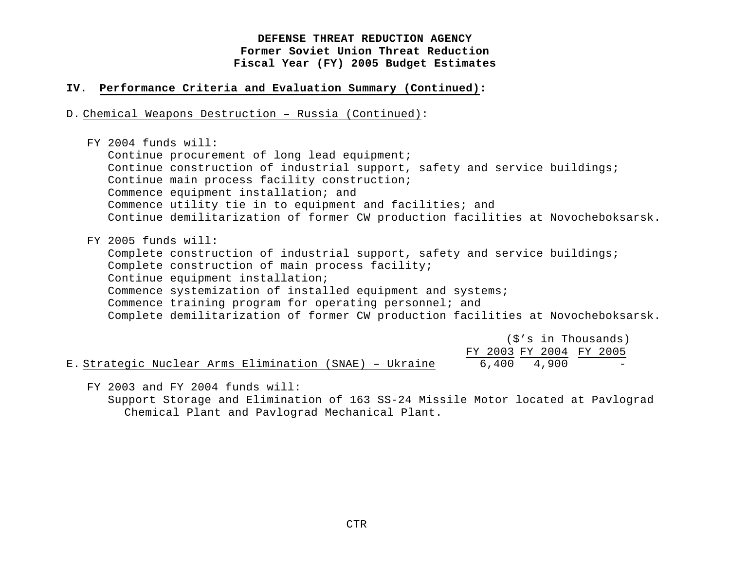# DEFENSE THREAT REDUCTION AGENCY
## Former Soviet Union Threat Reduction
## Fiscal Year (FY) 2005 Budget Estimates

### IV. Performance Criteria and Evaluation Summary (Continued):

D. Chemical Weapons Destruction – Russia (Continued):

FY 2004 funds will:
- Continue procurement of long lead equipment;
- Continue construction of industrial support, safety and service buildings;
- Continue main process facility construction;
- Commence equipment installation; and
- Commence utility tie in to equipment and facilities; and
- Continue demilitarization of former CW production facilities at Novocheboksarsk.

FY 2005 funds will:
- Complete construction of industrial support, safety and service buildings;
- Complete construction of main process facility;
- Continue equipment installation;
- Commence systemization of installed equipment and systems;
- Commence training program for operating personnel; and
- Complete demilitarization of former CW production facilities at Novocheboksarsk.

| | ($'s in Thousands) | | |
|---|---|---|---|
| | FY 2003 | FY 2004 | FY 2005 |
| E. Strategic Nuclear Arms Elimination (SNAE) – Ukraine | 6,400 | 4,900 | - |

FY 2003 and FY 2004 funds will:
- Support Storage and Elimination of 163 SS-24 Missile Motor located at Pavlograd Chemical Plant and Pavlograd Mechanical Plant.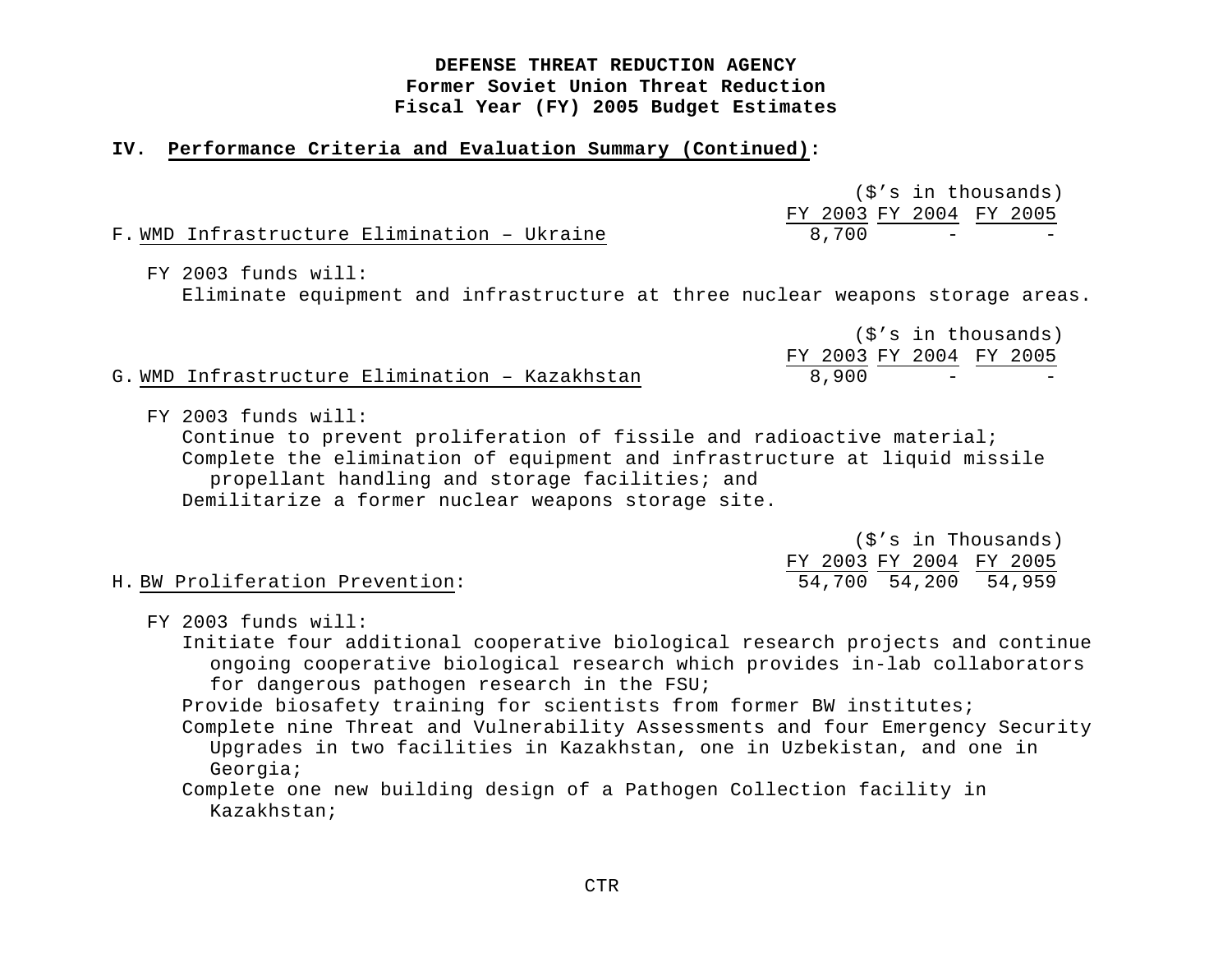**DEFENSE THREAT REDUCTION AGENCY**
**Former Soviet Union Threat Reduction**
**Fiscal Year (FY) 2005 Budget Estimates**

**IV. Performance Criteria and Evaluation Summary (Continued):**

| | ($'s in thousands) | | |
|---|---|---|---|
| | FY 2003 | FY 2004 | FY 2005 |
| F. WMD Infrastructure Elimination – Ukraine | 8,700 | - | - |

FY 2003 funds will:
Eliminate equipment and infrastructure at three nuclear weapons storage areas.

| | ($'s in thousands) | | |
|---|---|---|---|
| | FY 2003 | FY 2004 | FY 2005 |
| G. WMD Infrastructure Elimination – Kazakhstan | 8,900 | - | - |

FY 2003 funds will:
Continue to prevent proliferation of fissile and radioactive material;
Complete the elimination of equipment and infrastructure at liquid missile propellant handling and storage facilities; and
Demilitarize a former nuclear weapons storage site.

| | ($'s in Thousands) | | |
|---|---|---|---|
| | FY 2003 | FY 2004 | FY 2005 |
| H. BW Proliferation Prevention: | 54,700 | 54,200 | 54,959 |

FY 2003 funds will:
Initiate four additional cooperative biological research projects and continue ongoing cooperative biological research which provides in-lab collaborators for dangerous pathogen research in the FSU;
Provide biosafety training for scientists from former BW institutes;
Complete nine Threat and Vulnerability Assessments and four Emergency Security Upgrades in two facilities in Kazakhstan, one in Uzbekistan, and one in Georgia;
Complete one new building design of a Pathogen Collection facility in Kazakhstan;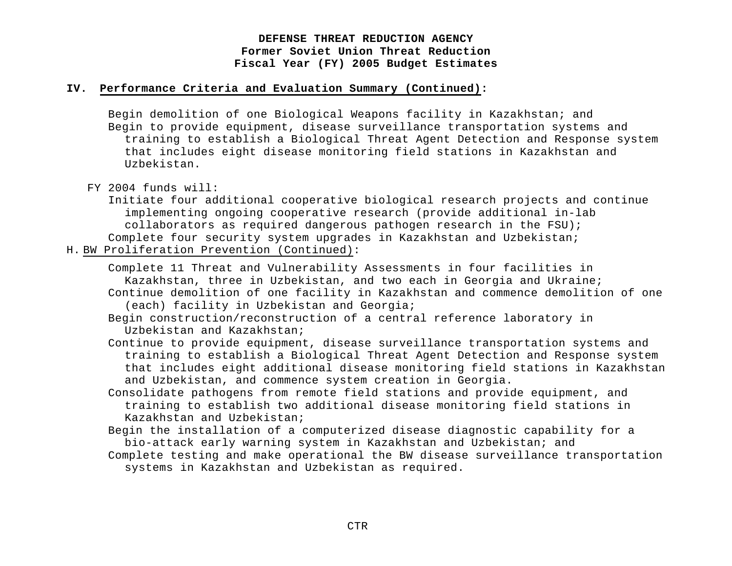## IV. Performance Criteria and Evaluation Summary (Continued):

- Begin demolition of one Biological Weapons facility in Kazakhstan; and
- Begin to provide equipment, disease surveillance transportation systems and training to establish a Biological Threat Agent Detection and Response system that includes eight disease monitoring field stations in Kazakhstan and Uzbekistan.

FY 2004 funds will:

- Initiate four additional cooperative biological research projects and continue implementing ongoing cooperative research (provide additional in-lab collaborators as required dangerous pathogen research in the FSU);
- Complete four security system upgrades in Kazakhstan and Uzbekistan;

### H. BW Proliferation Prevention (Continued):

- Complete 11 Threat and Vulnerability Assessments in four facilities in Kazakhstan, three in Uzbekistan, and two each in Georgia and Ukraine;
- Continue demolition of one facility in Kazakhstan and commence demolition of one (each) facility in Uzbekistan and Georgia;
- Begin construction/reconstruction of a central reference laboratory in Uzbekistan and Kazakhstan;
- Continue to provide equipment, disease surveillance transportation systems and training to establish a Biological Threat Agent Detection and Response system that includes eight additional disease monitoring field stations in Kazakhstan and Uzbekistan, and commence system creation in Georgia.
- Consolidate pathogens from remote field stations and provide equipment, and training to establish two additional disease monitoring field stations in Kazakhstan and Uzbekistan;
- Begin the installation of a computerized disease diagnostic capability for a bio-attack early warning system in Kazakhstan and Uzbekistan; and
- Complete testing and make operational the BW disease surveillance transportation systems in Kazakhstan and Uzbekistan as required.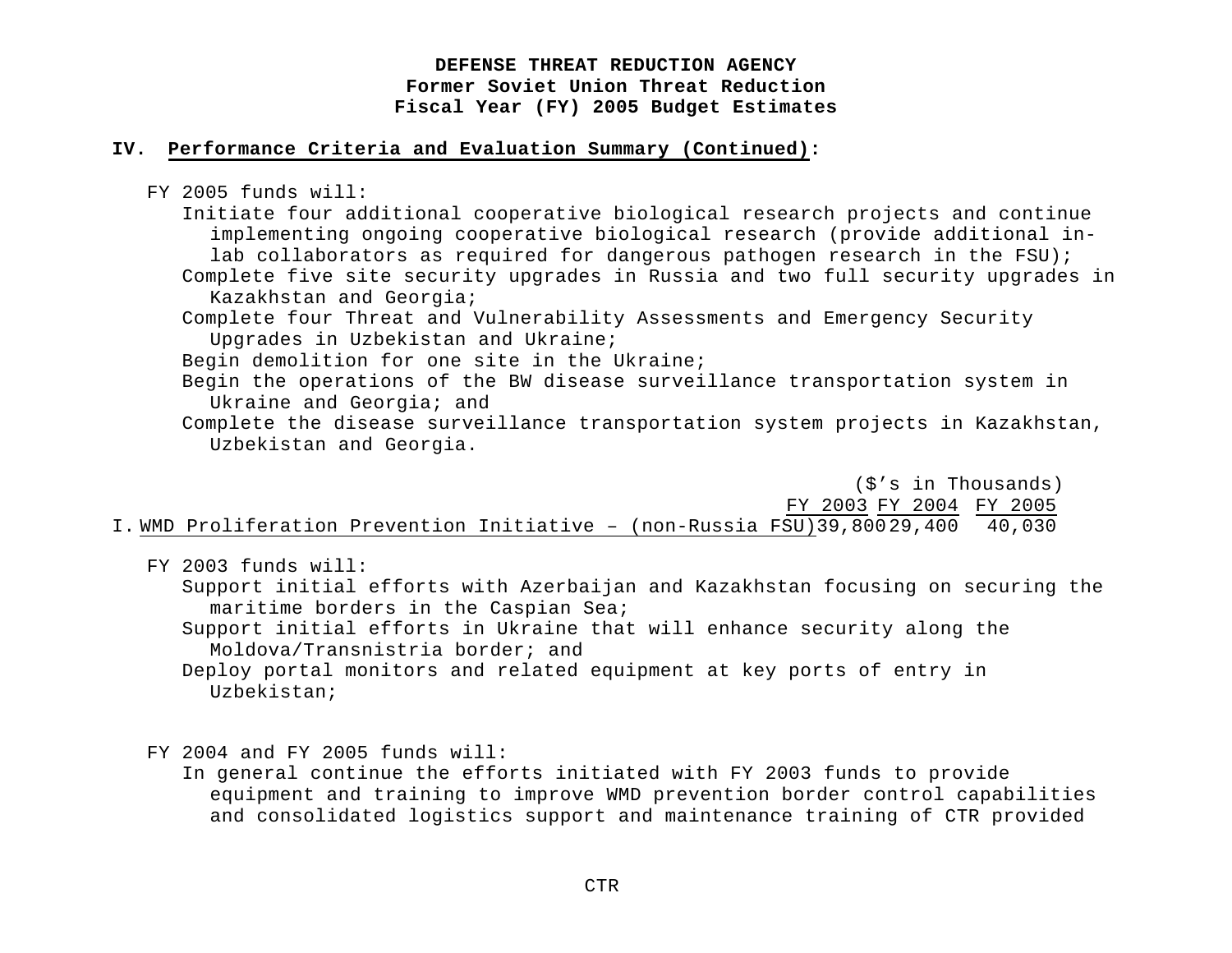**DEFENSE THREAT REDUCTION AGENCY**
**Former Soviet Union Threat Reduction**
**Fiscal Year (FY) 2005 Budget Estimates**

## IV. Performance Criteria and Evaluation Summary (Continued):

FY 2005 funds will:

- Initiate four additional cooperative biological research projects and continue implementing ongoing cooperative biological research (provide additional in-lab collaborators as required for dangerous pathogen research in the FSU);
- Complete five site security upgrades in Russia and two full security upgrades in Kazakhstan and Georgia;
- Complete four Threat and Vulnerability Assessments and Emergency Security Upgrades in Uzbekistan and Ukraine;
- Begin demolition for one site in the Ukraine;
- Begin the operations of the BW disease surveillance transportation system in Ukraine and Georgia; and
- Complete the disease surveillance transportation system projects in Kazakhstan, Uzbekistan and Georgia.

| ($'s in Thousands) | FY 2003 | FY 2004 | FY 2005 |
|---|---|---|---|
| I. WMD Proliferation Prevention Initiative – (non-Russia FSU) | 39,800 | 29,400 | 40,030 |

FY 2003 funds will:

- Support initial efforts with Azerbaijan and Kazakhstan focusing on securing the maritime borders in the Caspian Sea;
- Support initial efforts in Ukraine that will enhance security along the Moldova/Transnistria border; and
- Deploy portal monitors and related equipment at key ports of entry in Uzbekistan;

FY 2004 and FY 2005 funds will:

- In general continue the efforts initiated with FY 2003 funds to provide equipment and training to improve WMD prevention border control capabilities and consolidated logistics support and maintenance training of CTR provided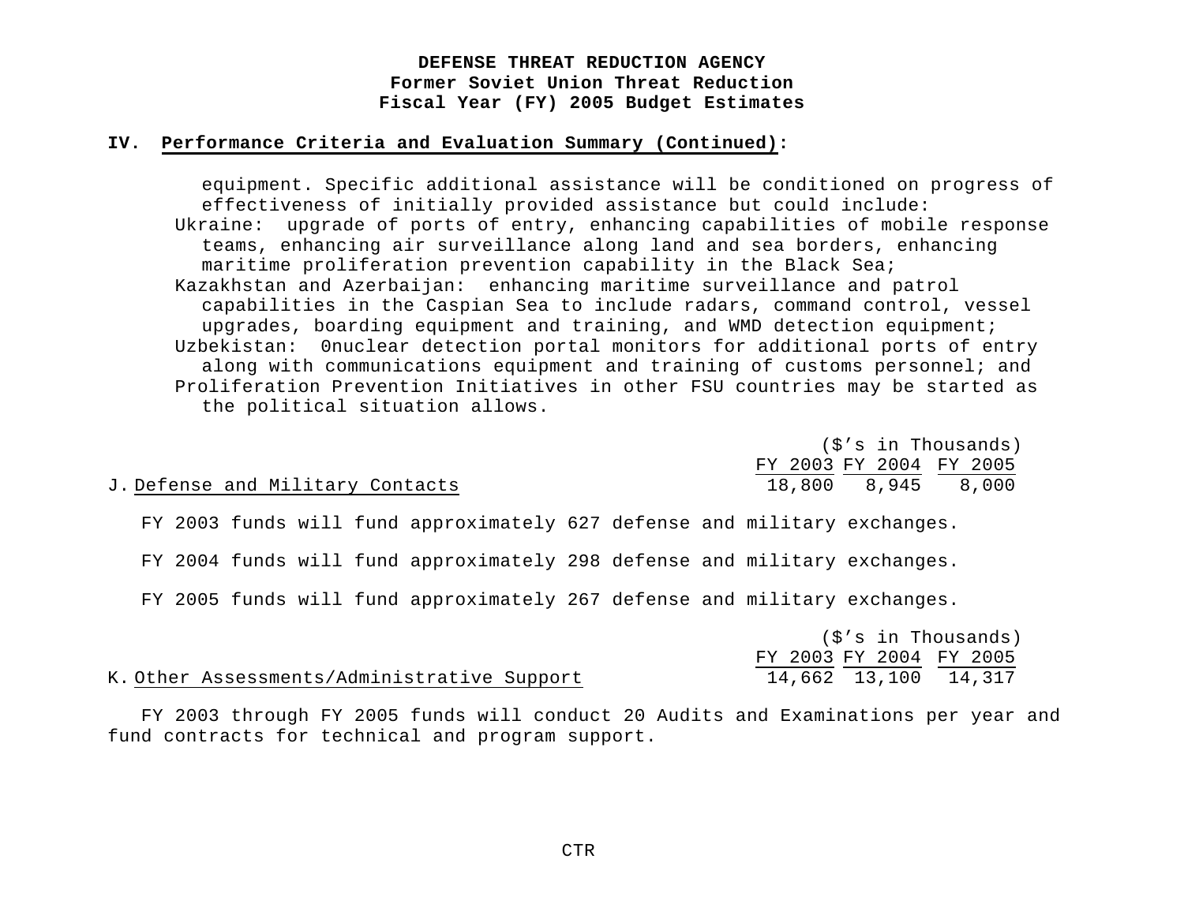**DEFENSE THREAT REDUCTION AGENCY**
**Former Soviet Union Threat Reduction**
**Fiscal Year (FY) 2005 Budget Estimates**

## IV. Performance Criteria and Evaluation Summary (Continued):

equipment. Specific additional assistance will be conditioned on progress of effectiveness of initially provided assistance but could include:

Ukraine: upgrade of ports of entry, enhancing capabilities of mobile response teams, enhancing air surveillance along land and sea borders, enhancing maritime proliferation prevention capability in the Black Sea;

Kazakhstan and Azerbaijan: enhancing maritime surveillance and patrol capabilities in the Caspian Sea to include radars, command control, vessel upgrades, boarding equipment and training, and WMD detection equipment;

Uzbekistan: 0nuclear detection portal monitors for additional ports of entry along with communications equipment and training of customs personnel; and

Proliferation Prevention Initiatives in other FSU countries may be started as the political situation allows.

| ($'s in Thousands) | FY 2003 | FY 2004 | FY 2005 |
|---|---|---|---|
| J. Defense and Military Contacts | 18,800 | 8,945 | 8,000 |

FY 2003 funds will fund approximately 627 defense and military exchanges.

FY 2004 funds will fund approximately 298 defense and military exchanges.

FY 2005 funds will fund approximately 267 defense and military exchanges.

| ($'s in Thousands) | FY 2003 | FY 2004 | FY 2005 |
|---|---|---|---|
| K. Other Assessments/Administrative Support | 14,662 | 13,100 | 14,317 |

FY 2003 through FY 2005 funds will conduct 20 Audits and Examinations per year and fund contracts for technical and program support.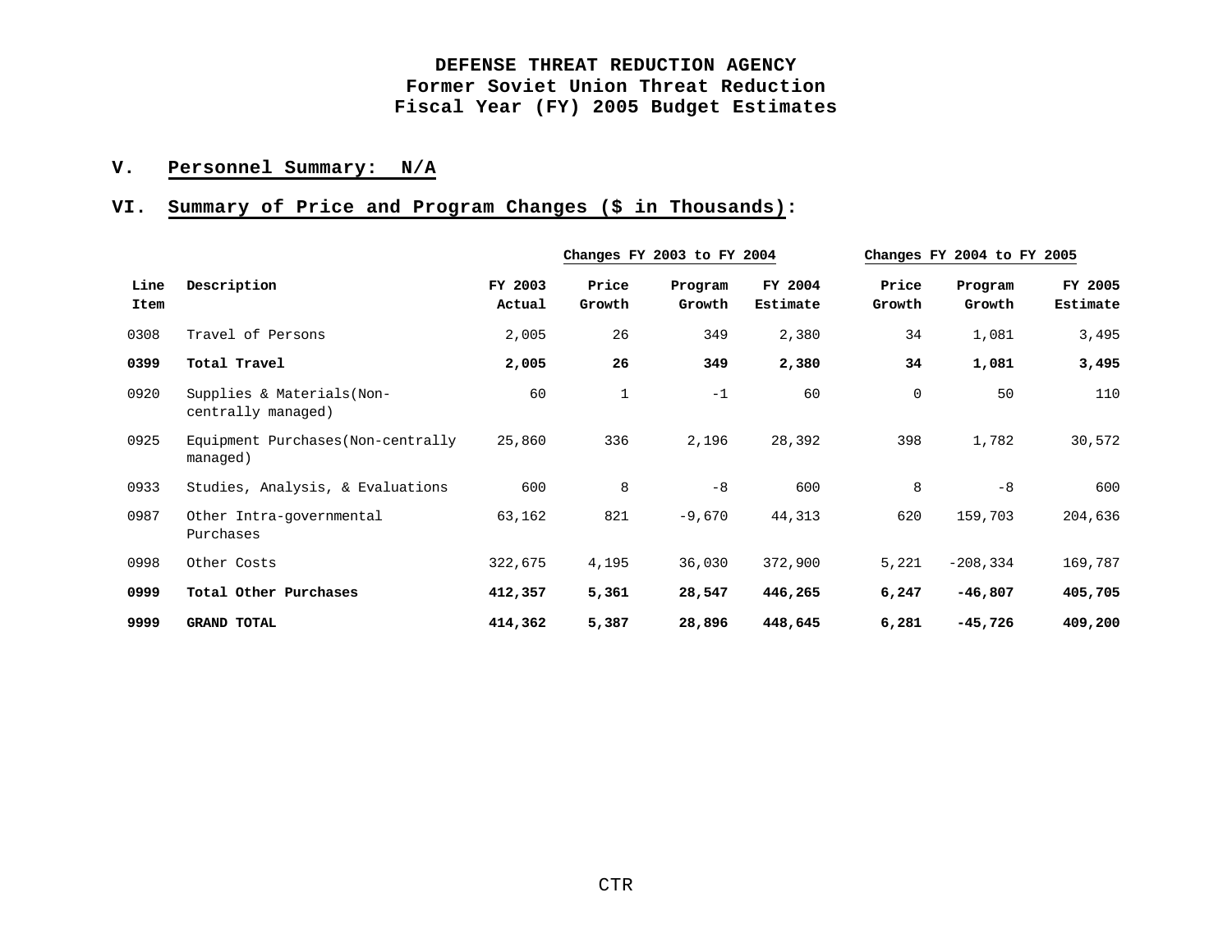# DEFENSE THREAT REDUCTION AGENCY
## Former Soviet Union Threat Reduction
## Fiscal Year (FY) 2005 Budget Estimates

### V. Personnel Summary: N/A

### VI. Summary of Price and Program Changes ($ in Thousands):

| | | | Changes FY 2003 to FY 2004 | | | Changes FY 2004 to FY 2005 | | |
|---|---|---|---|---|---|---|---|---|
| **Line Item** | **Description** | **FY 2003 Actual** | **Price Growth** | **Program Growth** | **FY 2004 Estimate** | **Price Growth** | **Program Growth** | **FY 2005 Estimate** |
| 0308 | Travel of Persons | 2,005 | 26 | 349 | 2,380 | 34 | 1,081 | 3,495 |
| **0399** | **Total Travel** | **2,005** | **26** | **349** | **2,380** | **34** | **1,081** | **3,495** |
| 0920 | Supplies & Materials(Non-centrally managed) | 60 | 1 | -1 | 60 | 0 | 50 | 110 |
| 0925 | Equipment Purchases(Non-centrally managed) | 25,860 | 336 | 2,196 | 28,392 | 398 | 1,782 | 30,572 |
| 0933 | Studies, Analysis, & Evaluations | 600 | 8 | -8 | 600 | 8 | -8 | 600 |
| 0987 | Other Intra-governmental Purchases | 63,162 | 821 | -9,670 | 44,313 | 620 | 159,703 | 204,636 |
| 0998 | Other Costs | 322,675 | 4,195 | 36,030 | 372,900 | 5,221 | -208,334 | 169,787 |
| **0999** | **Total Other Purchases** | **412,357** | **5,361** | **28,547** | **446,265** | **6,247** | **-46,807** | **405,705** |
| **9999** | **GRAND TOTAL** | **414,362** | **5,387** | **28,896** | **448,645** | **6,281** | **-45,726** | **409,200** |

CTR